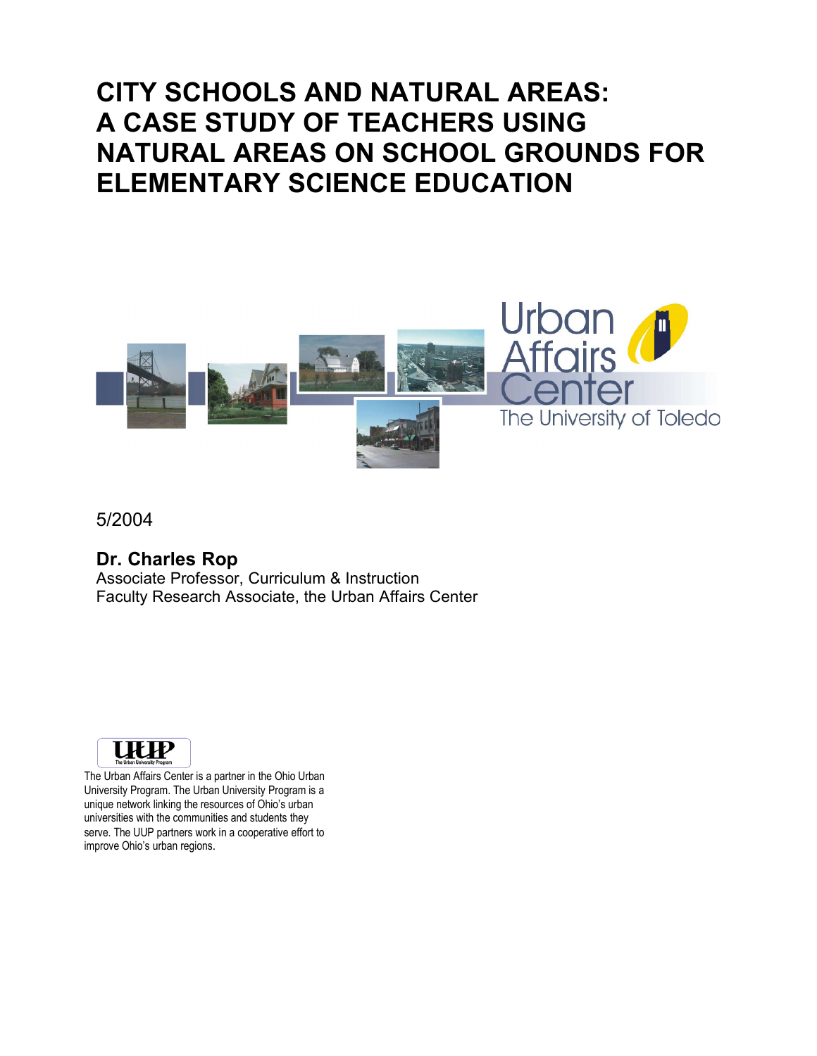# CITY SCHOOLS AND NATURAL AREAS: A CASE STUDY OF TEACHERS USING NATURAL AREAS ON SCHOOL GROUNDS FOR ELEMENTARY SCIENCE EDUCATION

Urban Affairs Center
The University of Toledo

5/2004

**Dr. Charles Rop**
Associate Professor, Curriculum & Instruction
Faculty Research Associate, the Urban Affairs Center

UUP
The Urban University Program

The Urban Affairs Center is a partner in the Ohio Urban University Program. The Urban University Program is a unique network linking the resources of Ohio's urban universities with the communities and students they serve. The UUP partners work in a cooperative effort to improve Ohio's urban regions.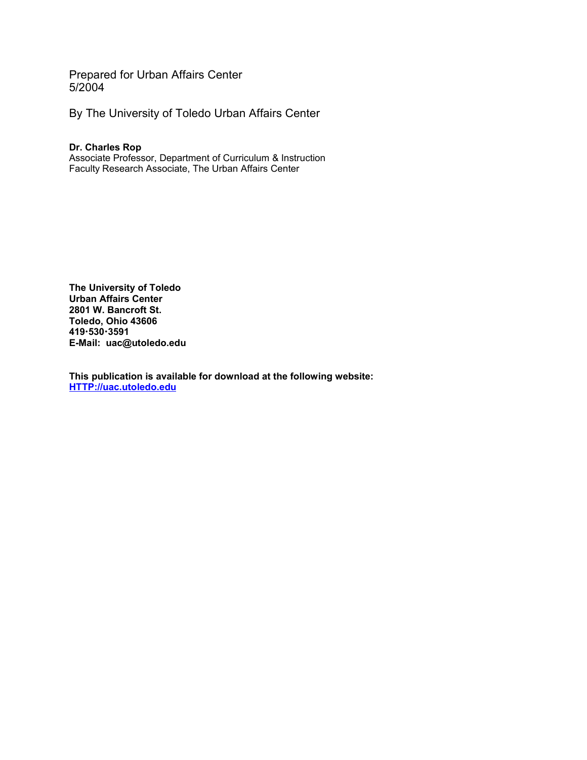Prepared for Urban Affairs Center
5/2004

By The University of Toledo Urban Affairs Center

**Dr. Charles Rop**
Associate Professor, Department of Curriculum & Instruction
Faculty Research Associate, The Urban Affairs Center

**The University of Toledo**
**Urban Affairs Center**
**2801 W. Bancroft St.**
**Toledo, Ohio 43606**
**419·530·3591**
**E-Mail: uac@utoledo.edu**

**This publication is available for download at the following website:**
**[HTTP://uac.utoledo.edu](HTTP://uac.utoledo.edu)**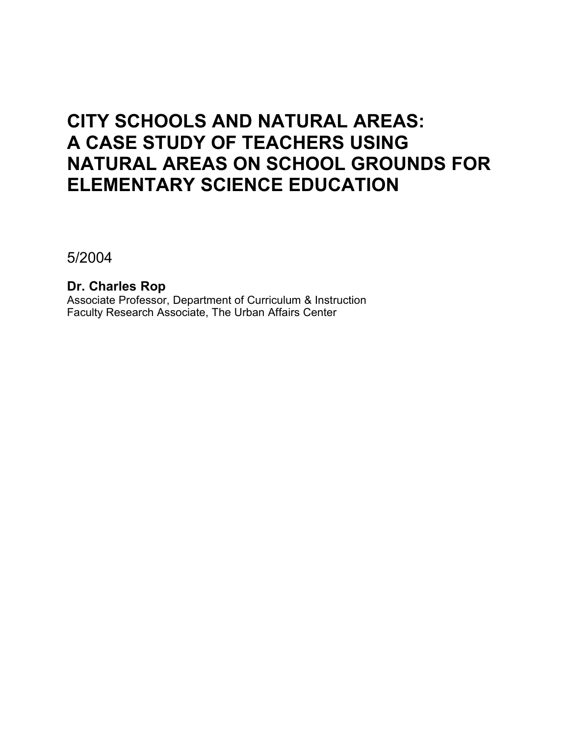# CITY SCHOOLS AND NATURAL AREAS: A CASE STUDY OF TEACHERS USING NATURAL AREAS ON SCHOOL GROUNDS FOR ELEMENTARY SCIENCE EDUCATION

5/2004

**Dr. Charles Rop**
Associate Professor, Department of Curriculum & Instruction
Faculty Research Associate, The Urban Affairs Center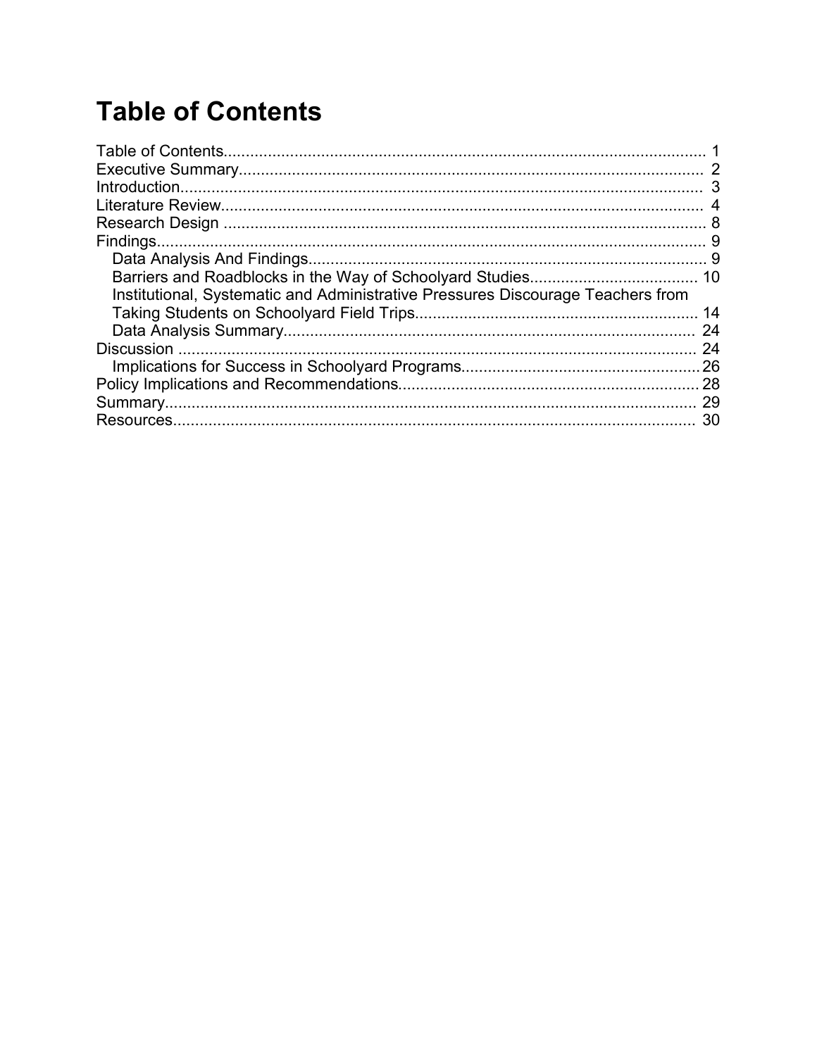# Table of Contents

Table of Contents............................................................................................................ 1
Executive Summary........................................................................................................ 2
Introduction..................................................................................................................... 3
Literature Review............................................................................................................ 4
Research Design ............................................................................................................ 8
Findings........................................................................................................................... 9
  Data Analysis And Findings......................................................................................... 9
  Barriers and Roadblocks in the Way of Schoolyard Studies...................................... 10
  Institutional, Systematic and Administrative Pressures Discourage Teachers from Taking Students on Schoolyard Field Trips.............................................................. 14
  Data Analysis Summary............................................................................................. 24
Discussion ..................................................................................................................... 24
  Implications for Success in Schoolyard Programs..................................................... 26
Policy Implications and Recommendations.................................................................. 28
Summary........................................................................................................................ 29
Resources...................................................................................................................... 30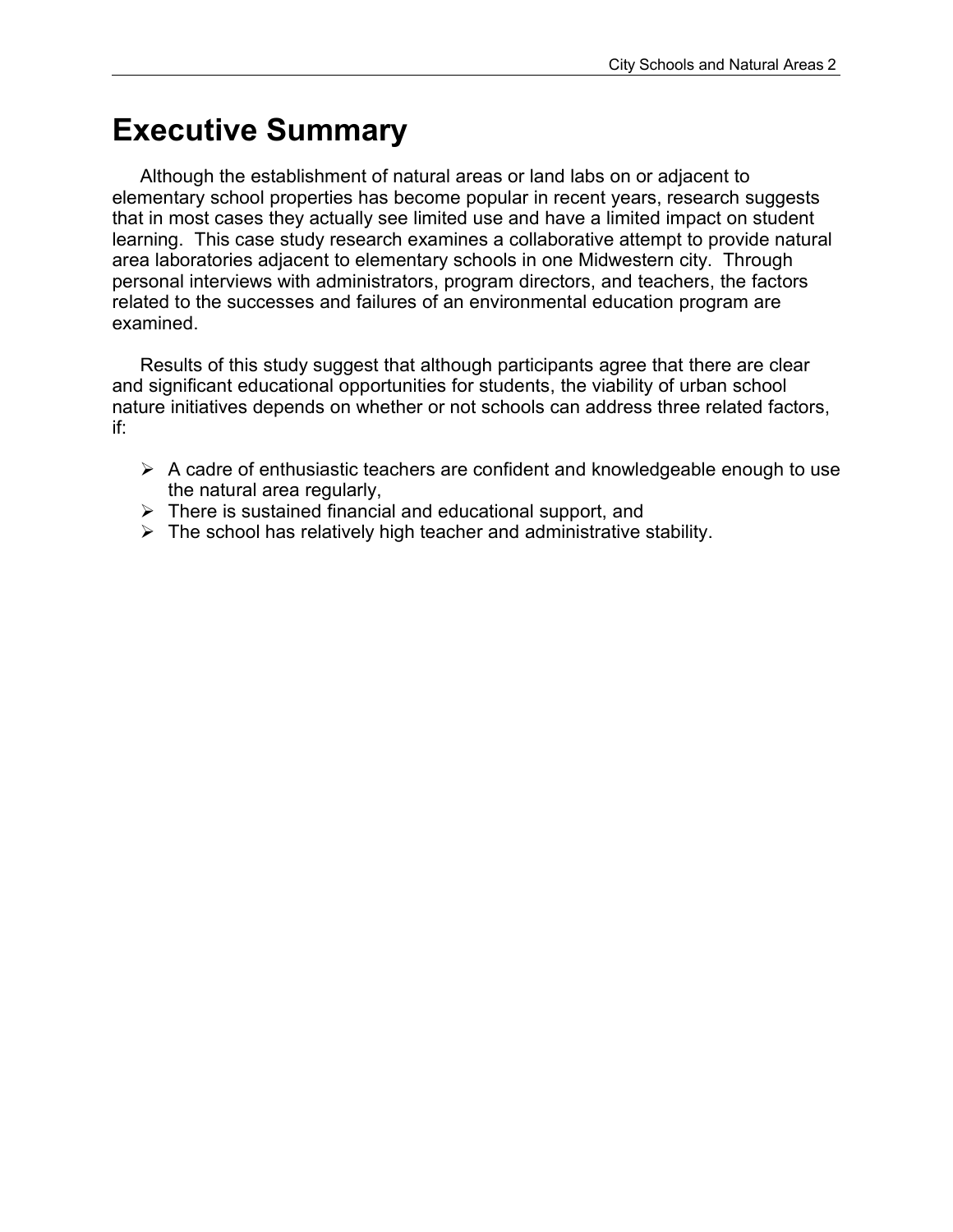# Executive Summary

Although the establishment of natural areas or land labs on or adjacent to elementary school properties has become popular in recent years, research suggests that in most cases they actually see limited use and have a limited impact on student learning. This case study research examines a collaborative attempt to provide natural area laboratories adjacent to elementary schools in one Midwestern city. Through personal interviews with administrators, program directors, and teachers, the factors related to the successes and failures of an environmental education program are examined.

Results of this study suggest that although participants agree that there are clear and significant educational opportunities for students, the viability of urban school nature initiatives depends on whether or not schools can address three related factors, if:

- A cadre of enthusiastic teachers are confident and knowledgeable enough to use the natural area regularly,
- There is sustained financial and educational support, and
- The school has relatively high teacher and administrative stability.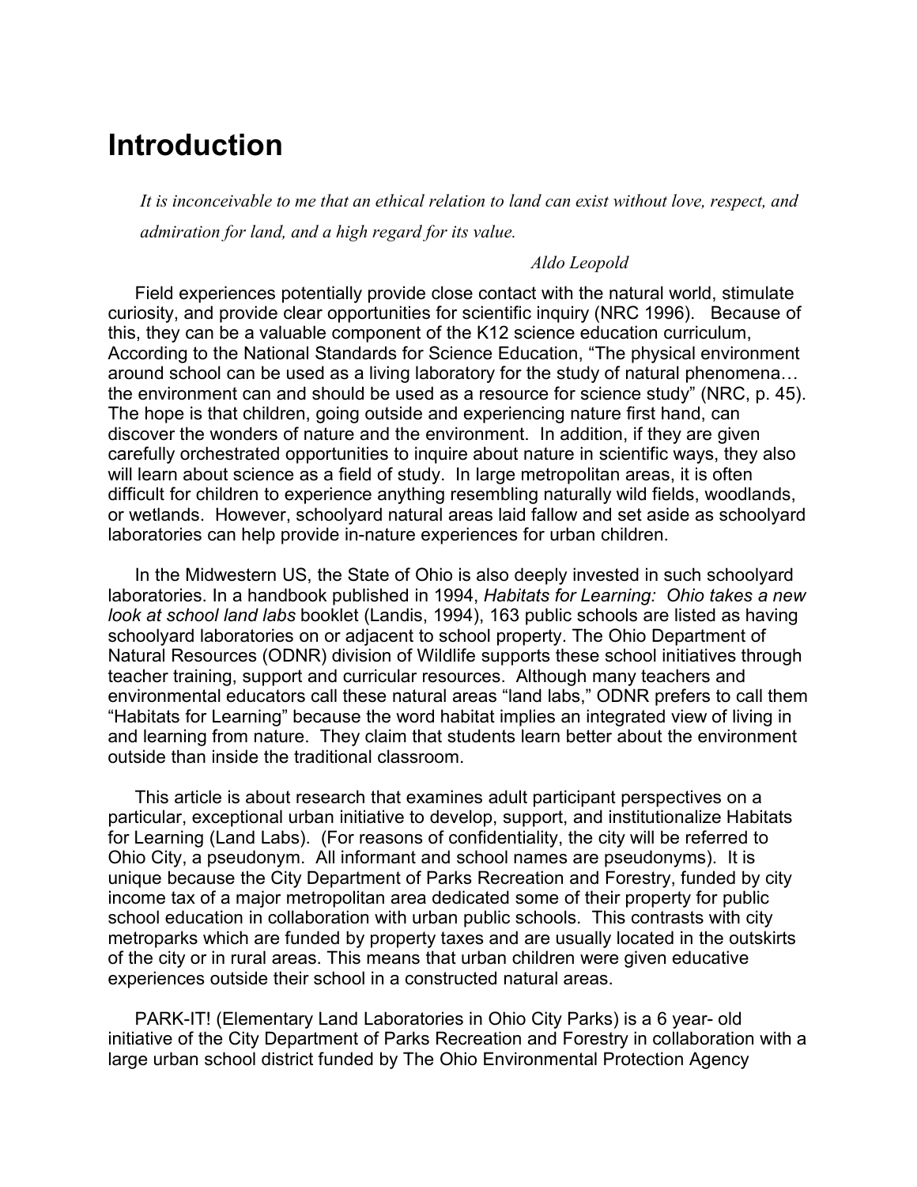# Introduction

> *It is inconceivable to me that an ethical relation to land can exist without love, respect, and admiration for land, and a high regard for its value.*
>
> *Aldo Leopold*

Field experiences potentially provide close contact with the natural world, stimulate curiosity, and provide clear opportunities for scientific inquiry (NRC 1996). Because of this, they can be a valuable component of the K12 science education curriculum, According to the National Standards for Science Education, "The physical environment around school can be used as a living laboratory for the study of natural phenomena… the environment can and should be used as a resource for science study" (NRC, p. 45). The hope is that children, going outside and experiencing nature first hand, can discover the wonders of nature and the environment. In addition, if they are given carefully orchestrated opportunities to inquire about nature in scientific ways, they also will learn about science as a field of study. In large metropolitan areas, it is often difficult for children to experience anything resembling naturally wild fields, woodlands, or wetlands. However, schoolyard natural areas laid fallow and set aside as schoolyard laboratories can help provide in-nature experiences for urban children.

In the Midwestern US, the State of Ohio is also deeply invested in such schoolyard laboratories. In a handbook published in 1994, *Habitats for Learning: Ohio takes a new look at school land labs* booklet (Landis, 1994), 163 public schools are listed as having schoolyard laboratories on or adjacent to school property. The Ohio Department of Natural Resources (ODNR) division of Wildlife supports these school initiatives through teacher training, support and curricular resources. Although many teachers and environmental educators call these natural areas "land labs," ODNR prefers to call them "Habitats for Learning" because the word habitat implies an integrated view of living in and learning from nature. They claim that students learn better about the environment outside than inside the traditional classroom.

This article is about research that examines adult participant perspectives on a particular, exceptional urban initiative to develop, support, and institutionalize Habitats for Learning (Land Labs). (For reasons of confidentiality, the city will be referred to Ohio City, a pseudonym. All informant and school names are pseudonyms). It is unique because the City Department of Parks Recreation and Forestry, funded by city income tax of a major metropolitan area dedicated some of their property for public school education in collaboration with urban public schools. This contrasts with city metroparks which are funded by property taxes and are usually located in the outskirts of the city or in rural areas. This means that urban children were given educative experiences outside their school in a constructed natural areas.

PARK-IT! (Elementary Land Laboratories in Ohio City Parks) is a 6 year- old initiative of the City Department of Parks Recreation and Forestry in collaboration with a large urban school district funded by The Ohio Environmental Protection Agency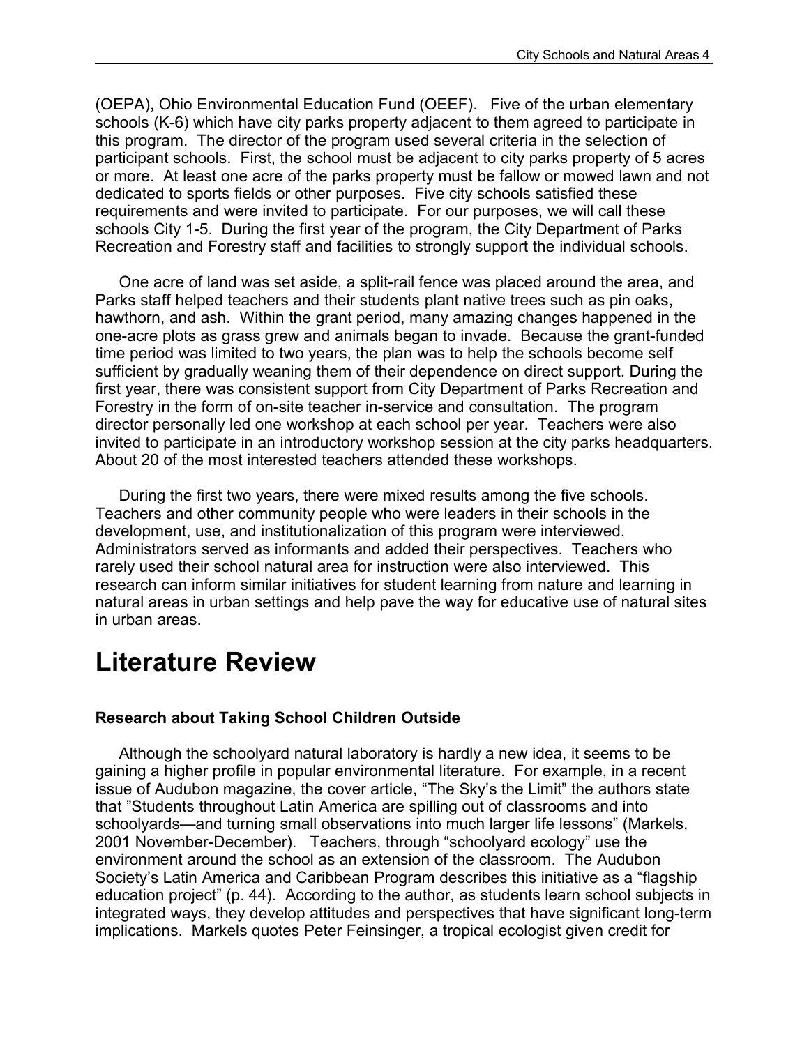(OEPA), Ohio Environmental Education Fund (OEEF). Five of the urban elementary schools (K-6) which have city parks property adjacent to them agreed to participate in this program. The director of the program used several criteria in the selection of participant schools. First, the school must be adjacent to city parks property of 5 acres or more. At least one acre of the parks property must be fallow or mowed lawn and not dedicated to sports fields or other purposes. Five city schools satisfied these requirements and were invited to participate. For our purposes, we will call these schools City 1-5. During the first year of the program, the City Department of Parks Recreation and Forestry staff and facilities to strongly support the individual schools.

One acre of land was set aside, a split-rail fence was placed around the area, and Parks staff helped teachers and their students plant native trees such as pin oaks, hawthorn, and ash. Within the grant period, many amazing changes happened in the one-acre plots as grass grew and animals began to invade. Because the grant-funded time period was limited to two years, the plan was to help the schools become self sufficient by gradually weaning them of their dependence on direct support. During the first year, there was consistent support from City Department of Parks Recreation and Forestry in the form of on-site teacher in-service and consultation. The program director personally led one workshop at each school per year. Teachers were also invited to participate in an introductory workshop session at the city parks headquarters. About 20 of the most interested teachers attended these workshops.

During the first two years, there were mixed results among the five schools. Teachers and other community people who were leaders in their schools in the development, use, and institutionalization of this program were interviewed. Administrators served as informants and added their perspectives. Teachers who rarely used their school natural area for instruction were also interviewed. This research can inform similar initiatives for student learning from nature and learning in natural areas in urban settings and help pave the way for educative use of natural sites in urban areas.

# Literature Review

### Research about Taking School Children Outside

Although the schoolyard natural laboratory is hardly a new idea, it seems to be gaining a higher profile in popular environmental literature. For example, in a recent issue of Audubon magazine, the cover article, "The Sky's the Limit" the authors state that "Students throughout Latin America are spilling out of classrooms and into schoolyards—and turning small observations into much larger life lessons" (Markels, 2001 November-December). Teachers, through "schoolyard ecology" use the environment around the school as an extension of the classroom. The Audubon Society's Latin America and Caribbean Program describes this initiative as a "flagship education project" (p. 44). According to the author, as students learn school subjects in integrated ways, they develop attitudes and perspectives that have significant long-term implications. Markels quotes Peter Feinsinger, a tropical ecologist given credit for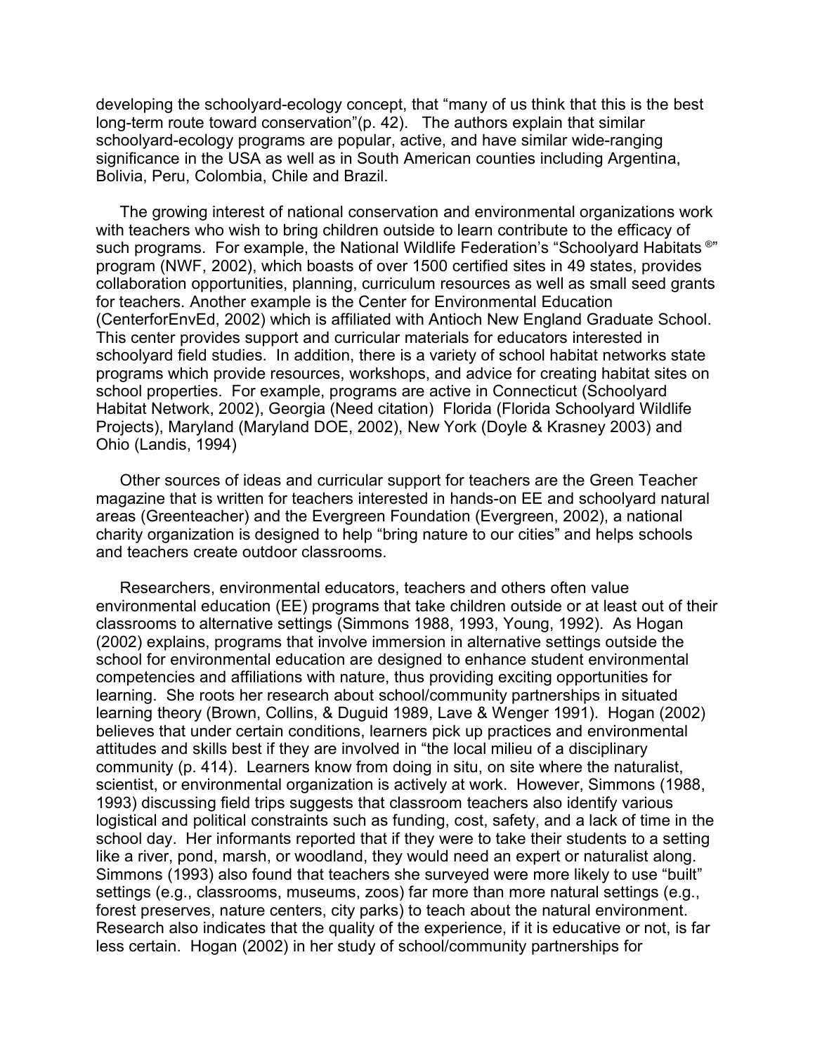developing the schoolyard-ecology concept, that "many of us think that this is the best long-term route toward conservation"(p. 42). The authors explain that similar schoolyard-ecology programs are popular, active, and have similar wide-ranging significance in the USA as well as in South American counties including Argentina, Bolivia, Peru, Colombia, Chile and Brazil.

The growing interest of national conservation and environmental organizations work with teachers who wish to bring children outside to learn contribute to the efficacy of such programs. For example, the National Wildlife Federation's "Schoolyard Habitats ®" program (NWF, 2002), which boasts of over 1500 certified sites in 49 states, provides collaboration opportunities, planning, curriculum resources as well as small seed grants for teachers. Another example is the Center for Environmental Education (CenterforEnvEd, 2002) which is affiliated with Antioch New England Graduate School. This center provides support and curricular materials for educators interested in schoolyard field studies. In addition, there is a variety of school habitat networks state programs which provide resources, workshops, and advice for creating habitat sites on school properties. For example, programs are active in Connecticut (Schoolyard Habitat Network, 2002), Georgia (Need citation) Florida (Florida Schoolyard Wildlife Projects), Maryland (Maryland DOE, 2002), New York (Doyle & Krasney 2003) and Ohio (Landis, 1994)

Other sources of ideas and curricular support for teachers are the Green Teacher magazine that is written for teachers interested in hands-on EE and schoolyard natural areas (Greenteacher) and the Evergreen Foundation (Evergreen, 2002), a national charity organization is designed to help "bring nature to our cities" and helps schools and teachers create outdoor classrooms.

Researchers, environmental educators, teachers and others often value environmental education (EE) programs that take children outside or at least out of their classrooms to alternative settings (Simmons 1988, 1993, Young, 1992). As Hogan (2002) explains, programs that involve immersion in alternative settings outside the school for environmental education are designed to enhance student environmental competencies and affiliations with nature, thus providing exciting opportunities for learning. She roots her research about school/community partnerships in situated learning theory (Brown, Collins, & Duguid 1989, Lave & Wenger 1991). Hogan (2002) believes that under certain conditions, learners pick up practices and environmental attitudes and skills best if they are involved in "the local milieu of a disciplinary community (p. 414). Learners know from doing in situ, on site where the naturalist, scientist, or environmental organization is actively at work. However, Simmons (1988, 1993) discussing field trips suggests that classroom teachers also identify various logistical and political constraints such as funding, cost, safety, and a lack of time in the school day. Her informants reported that if they were to take their students to a setting like a river, pond, marsh, or woodland, they would need an expert or naturalist along. Simmons (1993) also found that teachers she surveyed were more likely to use "built" settings (e.g., classrooms, museums, zoos) far more than more natural settings (e.g., forest preserves, nature centers, city parks) to teach about the natural environment. Research also indicates that the quality of the experience, if it is educative or not, is far less certain. Hogan (2002) in her study of school/community partnerships for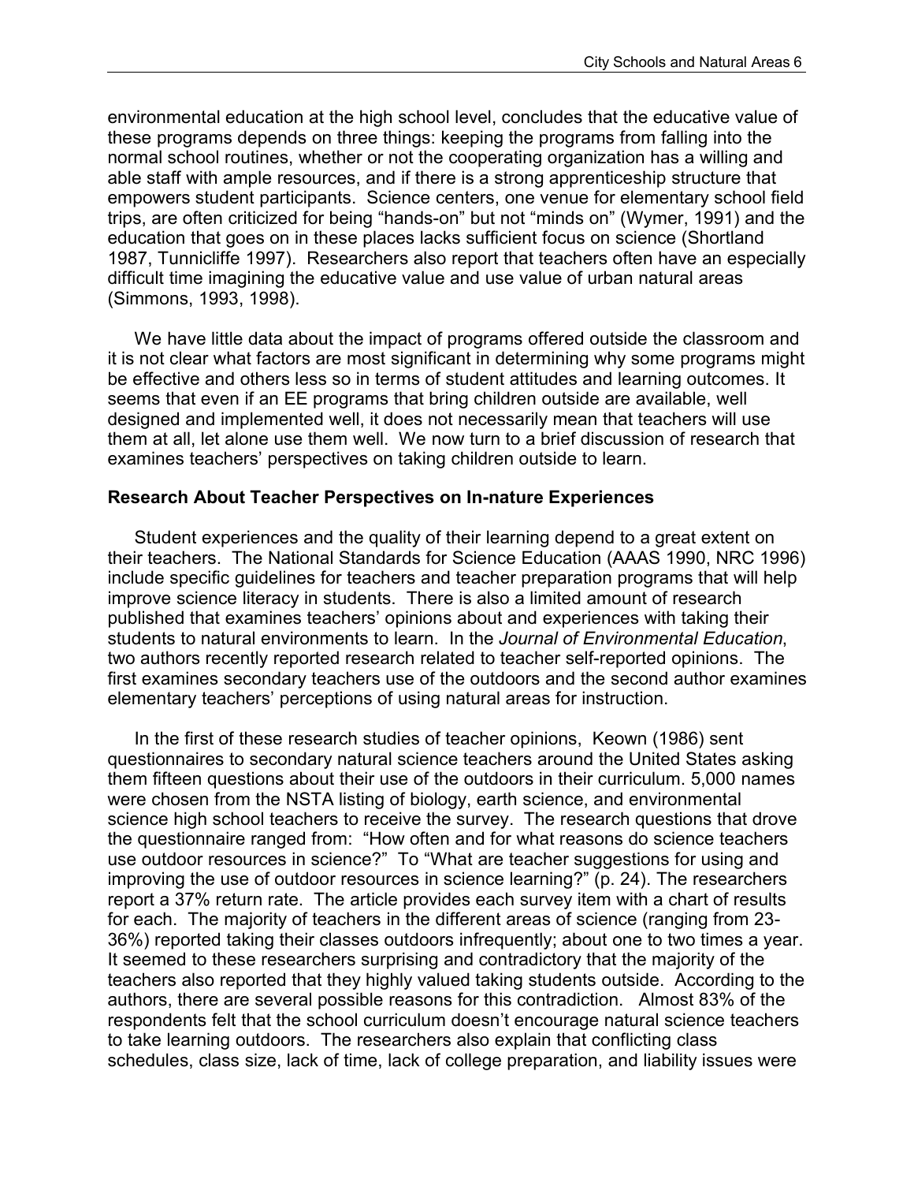environmental education at the high school level, concludes that the educative value of these programs depends on three things: keeping the programs from falling into the normal school routines, whether or not the cooperating organization has a willing and able staff with ample resources, and if there is a strong apprenticeship structure that empowers student participants. Science centers, one venue for elementary school field trips, are often criticized for being "hands-on" but not "minds on" (Wymer, 1991) and the education that goes on in these places lacks sufficient focus on science (Shortland 1987, Tunnicliffe 1997). Researchers also report that teachers often have an especially difficult time imagining the educative value and use value of urban natural areas (Simmons, 1993, 1998).

We have little data about the impact of programs offered outside the classroom and it is not clear what factors are most significant in determining why some programs might be effective and others less so in terms of student attitudes and learning outcomes. It seems that even if an EE programs that bring children outside are available, well designed and implemented well, it does not necessarily mean that teachers will use them at all, let alone use them well. We now turn to a brief discussion of research that examines teachers' perspectives on taking children outside to learn.

## Research About Teacher Perspectives on In-nature Experiences

Student experiences and the quality of their learning depend to a great extent on their teachers. The National Standards for Science Education (AAAS 1990, NRC 1996) include specific guidelines for teachers and teacher preparation programs that will help improve science literacy in students. There is also a limited amount of research published that examines teachers' opinions about and experiences with taking their students to natural environments to learn. In the *Journal of Environmental Education*, two authors recently reported research related to teacher self-reported opinions. The first examines secondary teachers use of the outdoors and the second author examines elementary teachers' perceptions of using natural areas for instruction.

In the first of these research studies of teacher opinions, Keown (1986) sent questionnaires to secondary natural science teachers around the United States asking them fifteen questions about their use of the outdoors in their curriculum. 5,000 names were chosen from the NSTA listing of biology, earth science, and environmental science high school teachers to receive the survey. The research questions that drove the questionnaire ranged from: "How often and for what reasons do science teachers use outdoor resources in science?" To "What are teacher suggestions for using and improving the use of outdoor resources in science learning?" (p. 24). The researchers report a 37% return rate. The article provides each survey item with a chart of results for each. The majority of teachers in the different areas of science (ranging from 23-36%) reported taking their classes outdoors infrequently; about one to two times a year. It seemed to these researchers surprising and contradictory that the majority of the teachers also reported that they highly valued taking students outside. According to the authors, there are several possible reasons for this contradiction. Almost 83% of the respondents felt that the school curriculum doesn't encourage natural science teachers to take learning outdoors. The researchers also explain that conflicting class schedules, class size, lack of time, lack of college preparation, and liability issues were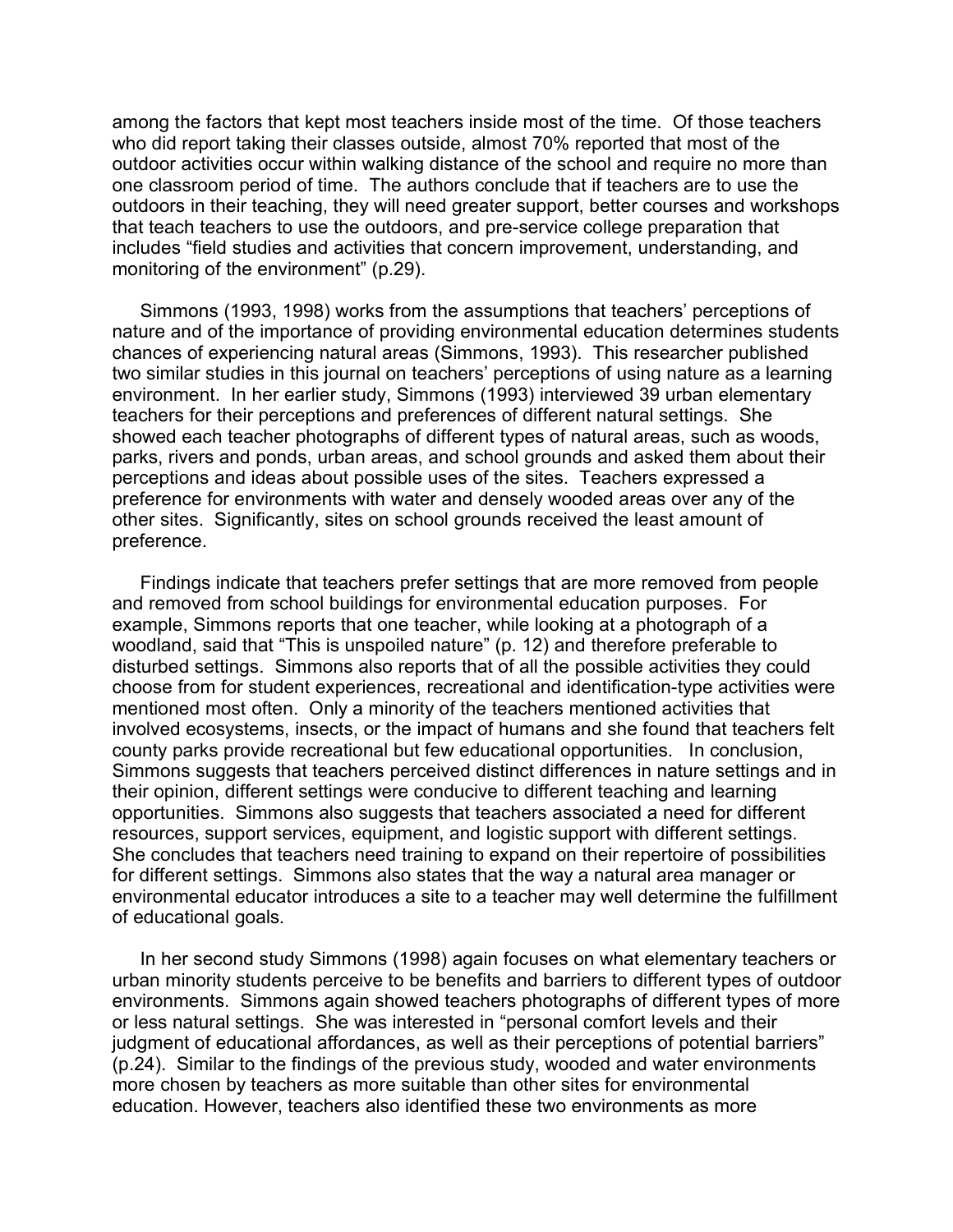among the factors that kept most teachers inside most of the time. Of those teachers who did report taking their classes outside, almost 70% reported that most of the outdoor activities occur within walking distance of the school and require no more than one classroom period of time. The authors conclude that if teachers are to use the outdoors in their teaching, they will need greater support, better courses and workshops that teach teachers to use the outdoors, and pre-service college preparation that includes "field studies and activities that concern improvement, understanding, and monitoring of the environment" (p.29).

Simmons (1993, 1998) works from the assumptions that teachers' perceptions of nature and of the importance of providing environmental education determines students chances of experiencing natural areas (Simmons, 1993). This researcher published two similar studies in this journal on teachers' perceptions of using nature as a learning environment. In her earlier study, Simmons (1993) interviewed 39 urban elementary teachers for their perceptions and preferences of different natural settings. She showed each teacher photographs of different types of natural areas, such as woods, parks, rivers and ponds, urban areas, and school grounds and asked them about their perceptions and ideas about possible uses of the sites. Teachers expressed a preference for environments with water and densely wooded areas over any of the other sites. Significantly, sites on school grounds received the least amount of preference.

Findings indicate that teachers prefer settings that are more removed from people and removed from school buildings for environmental education purposes. For example, Simmons reports that one teacher, while looking at a photograph of a woodland, said that "This is unspoiled nature" (p. 12) and therefore preferable to disturbed settings. Simmons also reports that of all the possible activities they could choose from for student experiences, recreational and identification-type activities were mentioned most often. Only a minority of the teachers mentioned activities that involved ecosystems, insects, or the impact of humans and she found that teachers felt county parks provide recreational but few educational opportunities. In conclusion, Simmons suggests that teachers perceived distinct differences in nature settings and in their opinion, different settings were conducive to different teaching and learning opportunities. Simmons also suggests that teachers associated a need for different resources, support services, equipment, and logistic support with different settings. She concludes that teachers need training to expand on their repertoire of possibilities for different settings. Simmons also states that the way a natural area manager or environmental educator introduces a site to a teacher may well determine the fulfillment of educational goals.

In her second study Simmons (1998) again focuses on what elementary teachers or urban minority students perceive to be benefits and barriers to different types of outdoor environments. Simmons again showed teachers photographs of different types of more or less natural settings. She was interested in "personal comfort levels and their judgment of educational affordances, as well as their perceptions of potential barriers" (p.24). Similar to the findings of the previous study, wooded and water environments more chosen by teachers as more suitable than other sites for environmental education. However, teachers also identified these two environments as more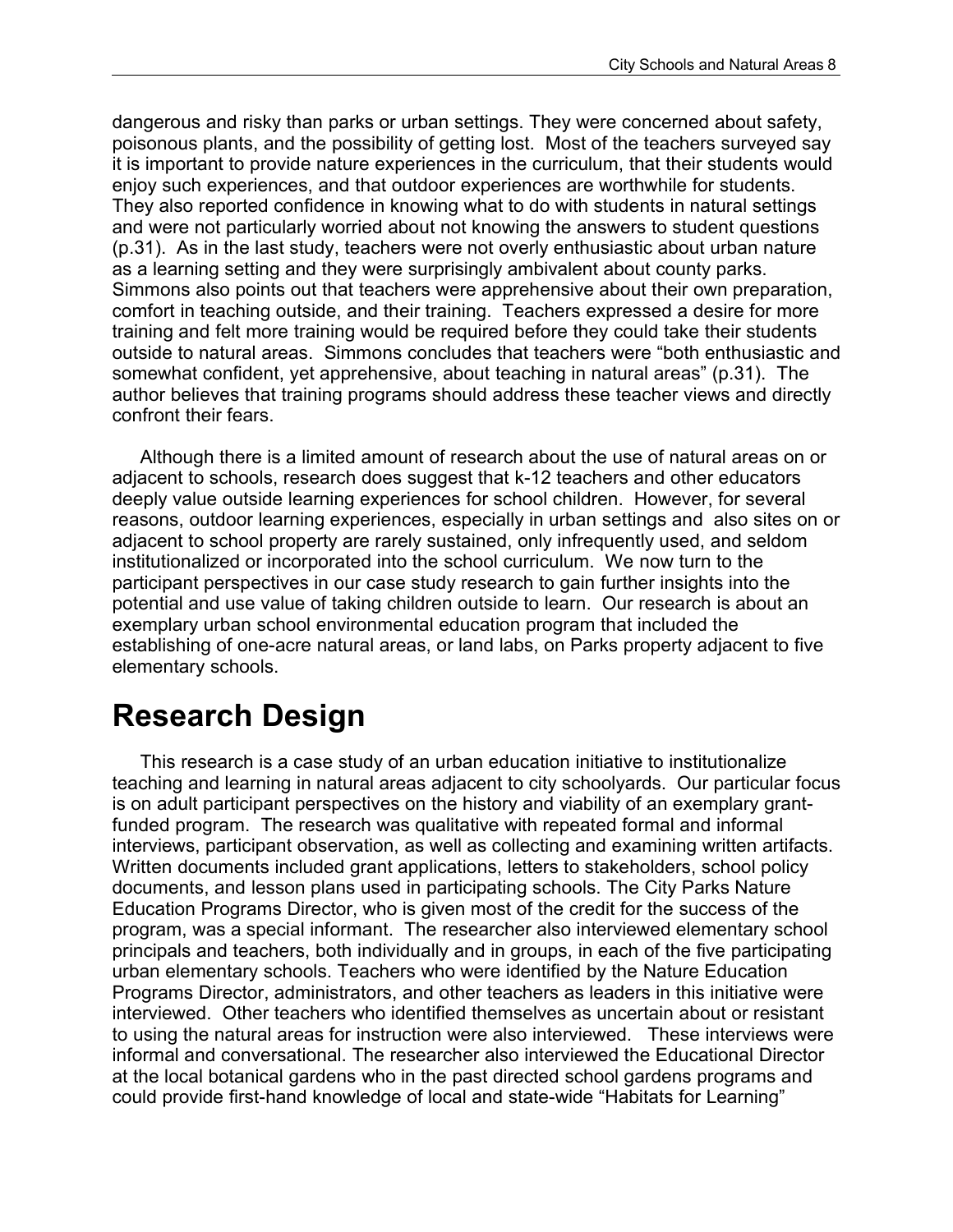dangerous and risky than parks or urban settings. They were concerned about safety, poisonous plants, and the possibility of getting lost. Most of the teachers surveyed say it is important to provide nature experiences in the curriculum, that their students would enjoy such experiences, and that outdoor experiences are worthwhile for students. They also reported confidence in knowing what to do with students in natural settings and were not particularly worried about not knowing the answers to student questions (p.31). As in the last study, teachers were not overly enthusiastic about urban nature as a learning setting and they were surprisingly ambivalent about county parks. Simmons also points out that teachers were apprehensive about their own preparation, comfort in teaching outside, and their training. Teachers expressed a desire for more training and felt more training would be required before they could take their students outside to natural areas. Simmons concludes that teachers were "both enthusiastic and somewhat confident, yet apprehensive, about teaching in natural areas" (p.31). The author believes that training programs should address these teacher views and directly confront their fears.

Although there is a limited amount of research about the use of natural areas on or adjacent to schools, research does suggest that k-12 teachers and other educators deeply value outside learning experiences for school children. However, for several reasons, outdoor learning experiences, especially in urban settings and also sites on or adjacent to school property are rarely sustained, only infrequently used, and seldom institutionalized or incorporated into the school curriculum. We now turn to the participant perspectives in our case study research to gain further insights into the potential and use value of taking children outside to learn. Our research is about an exemplary urban school environmental education program that included the establishing of one-acre natural areas, or land labs, on Parks property adjacent to five elementary schools.

# Research Design

This research is a case study of an urban education initiative to institutionalize teaching and learning in natural areas adjacent to city schoolyards. Our particular focus is on adult participant perspectives on the history and viability of an exemplary grant-funded program. The research was qualitative with repeated formal and informal interviews, participant observation, as well as collecting and examining written artifacts. Written documents included grant applications, letters to stakeholders, school policy documents, and lesson plans used in participating schools. The City Parks Nature Education Programs Director, who is given most of the credit for the success of the program, was a special informant. The researcher also interviewed elementary school principals and teachers, both individually and in groups, in each of the five participating urban elementary schools. Teachers who were identified by the Nature Education Programs Director, administrators, and other teachers as leaders in this initiative were interviewed. Other teachers who identified themselves as uncertain about or resistant to using the natural areas for instruction were also interviewed. These interviews were informal and conversational. The researcher also interviewed the Educational Director at the local botanical gardens who in the past directed school gardens programs and could provide first-hand knowledge of local and state-wide "Habitats for Learning"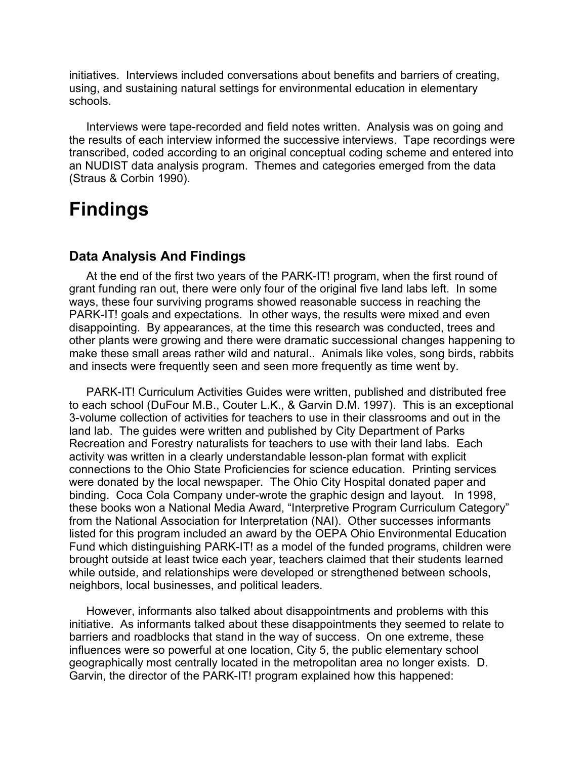initiatives. Interviews included conversations about benefits and barriers of creating, using, and sustaining natural settings for environmental education in elementary schools.

Interviews were tape-recorded and field notes written. Analysis was on going and the results of each interview informed the successive interviews. Tape recordings were transcribed, coded according to an original conceptual coding scheme and entered into an NUDIST data analysis program. Themes and categories emerged from the data (Straus & Corbin 1990).

# Findings

## Data Analysis And Findings

At the end of the first two years of the PARK-IT! program, when the first round of grant funding ran out, there were only four of the original five land labs left. In some ways, these four surviving programs showed reasonable success in reaching the PARK-IT! goals and expectations. In other ways, the results were mixed and even disappointing. By appearances, at the time this research was conducted, trees and other plants were growing and there were dramatic successional changes happening to make these small areas rather wild and natural.. Animals like voles, song birds, rabbits and insects were frequently seen and seen more frequently as time went by.

PARK-IT! Curriculum Activities Guides were written, published and distributed free to each school (DuFour M.B., Couter L.K., & Garvin D.M. 1997). This is an exceptional 3-volume collection of activities for teachers to use in their classrooms and out in the land lab. The guides were written and published by City Department of Parks Recreation and Forestry naturalists for teachers to use with their land labs. Each activity was written in a clearly understandable lesson-plan format with explicit connections to the Ohio State Proficiencies for science education. Printing services were donated by the local newspaper. The Ohio City Hospital donated paper and binding. Coca Cola Company under-wrote the graphic design and layout. In 1998, these books won a National Media Award, "Interpretive Program Curriculum Category" from the National Association for Interpretation (NAI). Other successes informants listed for this program included an award by the OEPA Ohio Environmental Education Fund which distinguishing PARK-IT! as a model of the funded programs, children were brought outside at least twice each year, teachers claimed that their students learned while outside, and relationships were developed or strengthened between schools, neighbors, local businesses, and political leaders.

However, informants also talked about disappointments and problems with this initiative. As informants talked about these disappointments they seemed to relate to barriers and roadblocks that stand in the way of success. On one extreme, these influences were so powerful at one location, City 5, the public elementary school geographically most centrally located in the metropolitan area no longer exists. D. Garvin, the director of the PARK-IT! program explained how this happened: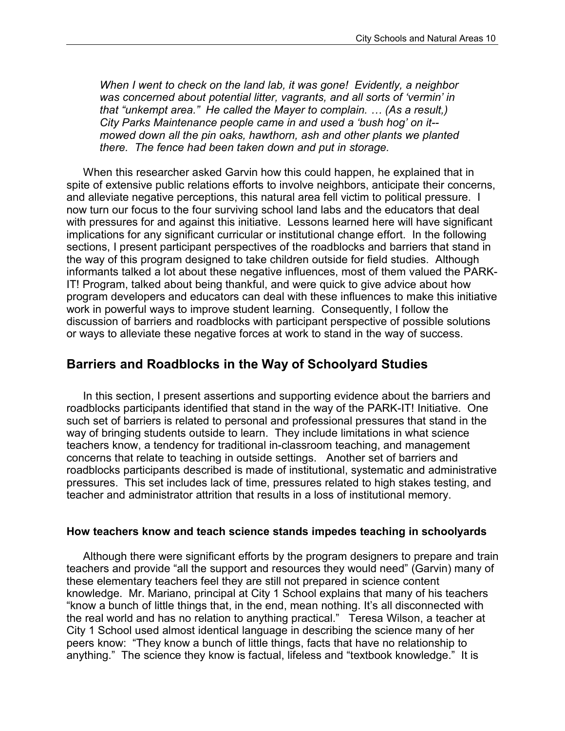*When I went to check on the land lab, it was gone! Evidently, a neighbor was concerned about potential litter, vagrants, and all sorts of 'vermin' in that "unkempt area." He called the Mayer to complain. … (As a result,) City Parks Maintenance people came in and used a 'bush hog' on it--mowed down all the pin oaks, hawthorn, ash and other plants we planted there. The fence had been taken down and put in storage.*

When this researcher asked Garvin how this could happen, he explained that in spite of extensive public relations efforts to involve neighbors, anticipate their concerns, and alleviate negative perceptions, this natural area fell victim to political pressure. I now turn our focus to the four surviving school land labs and the educators that deal with pressures for and against this initiative. Lessons learned here will have significant implications for any significant curricular or institutional change effort. In the following sections, I present participant perspectives of the roadblocks and barriers that stand in the way of this program designed to take children outside for field studies. Although informants talked a lot about these negative influences, most of them valued the PARK-IT! Program, talked about being thankful, and were quick to give advice about how program developers and educators can deal with these influences to make this initiative work in powerful ways to improve student learning. Consequently, I follow the discussion of barriers and roadblocks with participant perspective of possible solutions or ways to alleviate these negative forces at work to stand in the way of success.

## Barriers and Roadblocks in the Way of Schoolyard Studies

In this section, I present assertions and supporting evidence about the barriers and roadblocks participants identified that stand in the way of the PARK-IT! Initiative. One such set of barriers is related to personal and professional pressures that stand in the way of bringing students outside to learn. They include limitations in what science teachers know, a tendency for traditional in-classroom teaching, and management concerns that relate to teaching in outside settings. Another set of barriers and roadblocks participants described is made of institutional, systematic and administrative pressures. This set includes lack of time, pressures related to high stakes testing, and teacher and administrator attrition that results in a loss of institutional memory.

#### How teachers know and teach science stands impedes teaching in schoolyards

Although there were significant efforts by the program designers to prepare and train teachers and provide "all the support and resources they would need" (Garvin) many of these elementary teachers feel they are still not prepared in science content knowledge. Mr. Mariano, principal at City 1 School explains that many of his teachers "know a bunch of little things that, in the end, mean nothing. It's all disconnected with the real world and has no relation to anything practical." Teresa Wilson, a teacher at City 1 School used almost identical language in describing the science many of her peers know: "They know a bunch of little things, facts that have no relationship to anything." The science they know is factual, lifeless and "textbook knowledge." It is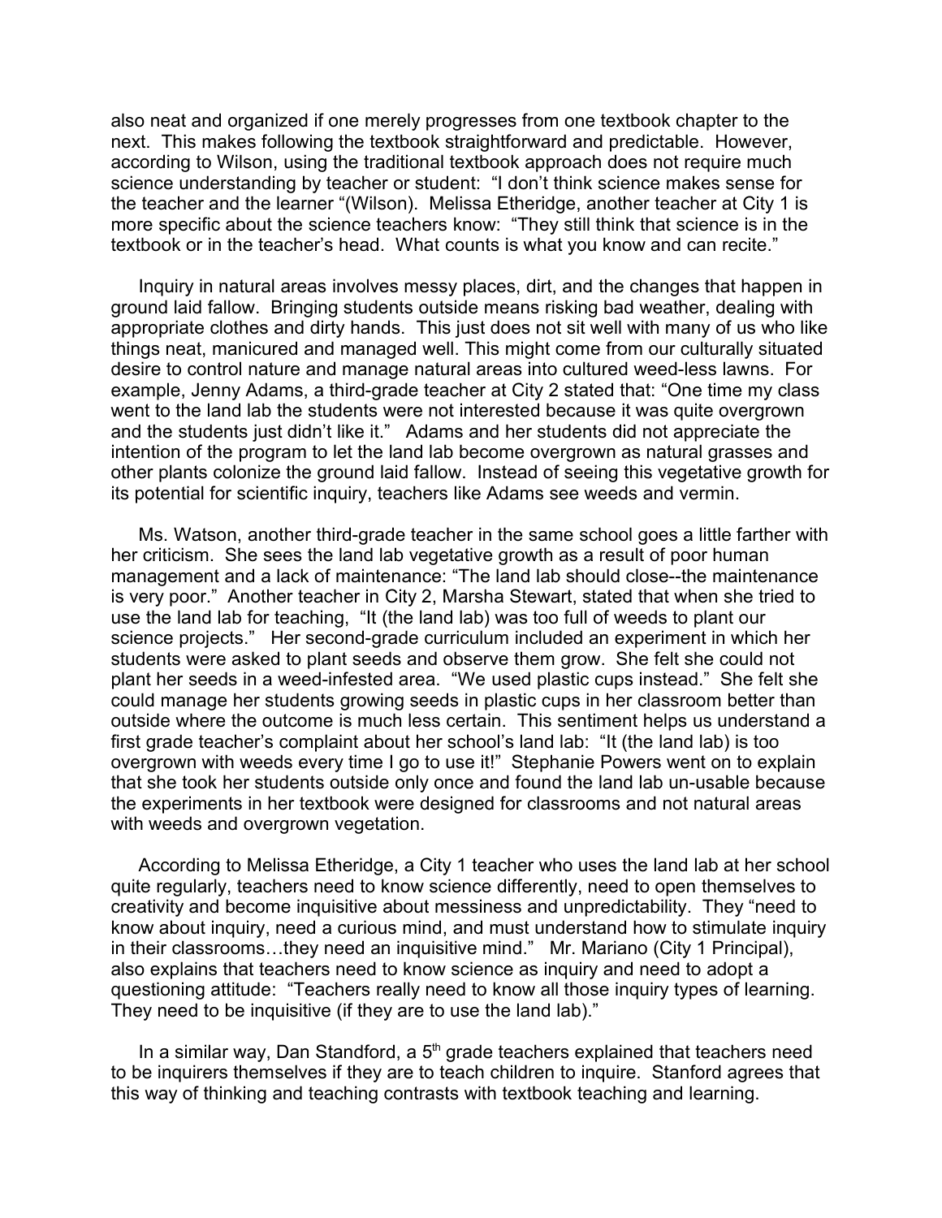also neat and organized if one merely progresses from one textbook chapter to the next. This makes following the textbook straightforward and predictable. However, according to Wilson, using the traditional textbook approach does not require much science understanding by teacher or student: "I don't think science makes sense for the teacher and the learner "(Wilson). Melissa Etheridge, another teacher at City 1 is more specific about the science teachers know: "They still think that science is in the textbook or in the teacher's head. What counts is what you know and can recite."

Inquiry in natural areas involves messy places, dirt, and the changes that happen in ground laid fallow. Bringing students outside means risking bad weather, dealing with appropriate clothes and dirty hands. This just does not sit well with many of us who like things neat, manicured and managed well. This might come from our culturally situated desire to control nature and manage natural areas into cultured weed-less lawns. For example, Jenny Adams, a third-grade teacher at City 2 stated that: "One time my class went to the land lab the students were not interested because it was quite overgrown and the students just didn't like it." Adams and her students did not appreciate the intention of the program to let the land lab become overgrown as natural grasses and other plants colonize the ground laid fallow. Instead of seeing this vegetative growth for its potential for scientific inquiry, teachers like Adams see weeds and vermin.

Ms. Watson, another third-grade teacher in the same school goes a little farther with her criticism. She sees the land lab vegetative growth as a result of poor human management and a lack of maintenance: "The land lab should close--the maintenance is very poor." Another teacher in City 2, Marsha Stewart, stated that when she tried to use the land lab for teaching, "It (the land lab) was too full of weeds to plant our science projects." Her second-grade curriculum included an experiment in which her students were asked to plant seeds and observe them grow. She felt she could not plant her seeds in a weed-infested area. "We used plastic cups instead." She felt she could manage her students growing seeds in plastic cups in her classroom better than outside where the outcome is much less certain. This sentiment helps us understand a first grade teacher's complaint about her school's land lab: "It (the land lab) is too overgrown with weeds every time I go to use it!" Stephanie Powers went on to explain that she took her students outside only once and found the land lab un-usable because the experiments in her textbook were designed for classrooms and not natural areas with weeds and overgrown vegetation.

According to Melissa Etheridge, a City 1 teacher who uses the land lab at her school quite regularly, teachers need to know science differently, need to open themselves to creativity and become inquisitive about messiness and unpredictability. They "need to know about inquiry, need a curious mind, and must understand how to stimulate inquiry in their classrooms…they need an inquisitive mind." Mr. Mariano (City 1 Principal), also explains that teachers need to know science as inquiry and need to adopt a questioning attitude: "Teachers really need to know all those inquiry types of learning. They need to be inquisitive (if they are to use the land lab)."

In a similar way, Dan Standford, a 5th grade teachers explained that teachers need to be inquirers themselves if they are to teach children to inquire. Stanford agrees that this way of thinking and teaching contrasts with textbook teaching and learning.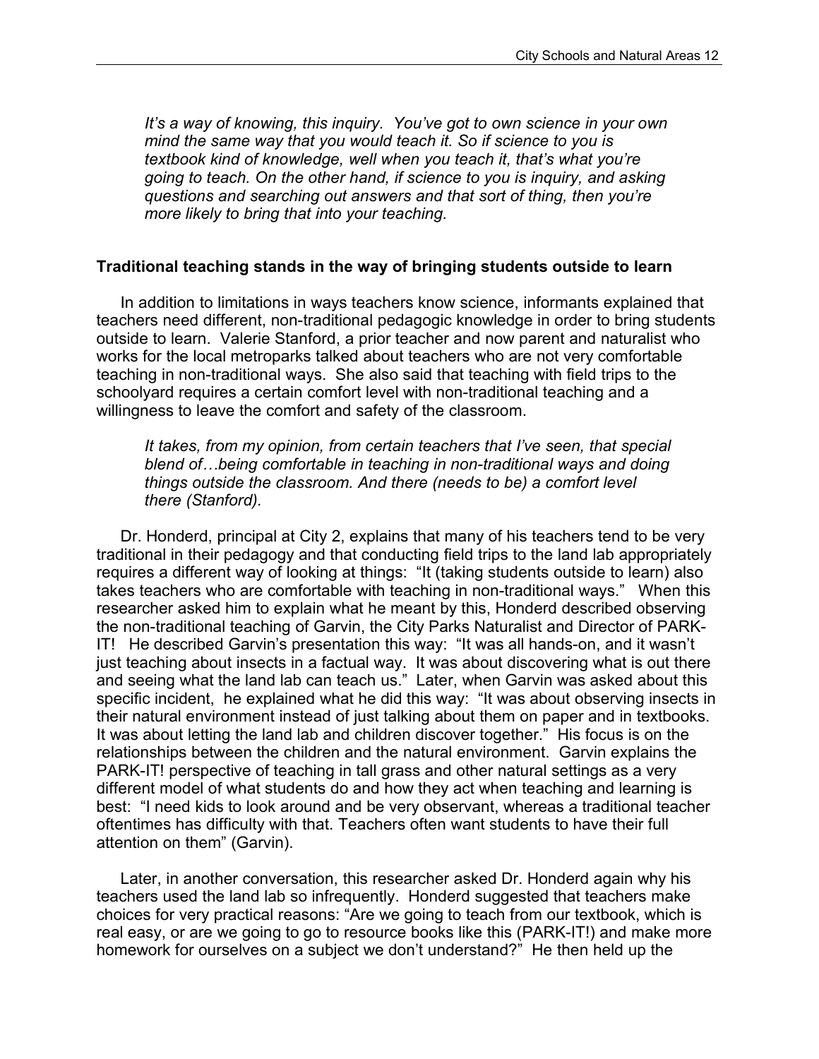*It's a way of knowing, this inquiry. You've got to own science in your own mind the same way that you would teach it. So if science to you is textbook kind of knowledge, well when you teach it, that's what you're going to teach. On the other hand, if science to you is inquiry, and asking questions and searching out answers and that sort of thing, then you're more likely to bring that into your teaching.*

**Traditional teaching stands in the way of bringing students outside to learn**

In addition to limitations in ways teachers know science, informants explained that teachers need different, non-traditional pedagogic knowledge in order to bring students outside to learn. Valerie Stanford, a prior teacher and now parent and naturalist who works for the local metroparks talked about teachers who are not very comfortable teaching in non-traditional ways. She also said that teaching with field trips to the schoolyard requires a certain comfort level with non-traditional teaching and a willingness to leave the comfort and safety of the classroom.

*It takes, from my opinion, from certain teachers that I've seen, that special blend of…being comfortable in teaching in non-traditional ways and doing things outside the classroom. And there (needs to be) a comfort level there (Stanford).*

Dr. Honderd, principal at City 2, explains that many of his teachers tend to be very traditional in their pedagogy and that conducting field trips to the land lab appropriately requires a different way of looking at things: "It (taking students outside to learn) also takes teachers who are comfortable with teaching in non-traditional ways." When this researcher asked him to explain what he meant by this, Honderd described observing the non-traditional teaching of Garvin, the City Parks Naturalist and Director of PARK-IT! He described Garvin's presentation this way: "It was all hands-on, and it wasn't just teaching about insects in a factual way. It was about discovering what is out there and seeing what the land lab can teach us." Later, when Garvin was asked about this specific incident, he explained what he did this way: "It was about observing insects in their natural environment instead of just talking about them on paper and in textbooks. It was about letting the land lab and children discover together." His focus is on the relationships between the children and the natural environment. Garvin explains the PARK-IT! perspective of teaching in tall grass and other natural settings as a very different model of what students do and how they act when teaching and learning is best: "I need kids to look around and be very observant, whereas a traditional teacher oftentimes has difficulty with that. Teachers often want students to have their full attention on them" (Garvin).

Later, in another conversation, this researcher asked Dr. Honderd again why his teachers used the land lab so infrequently. Honderd suggested that teachers make choices for very practical reasons: "Are we going to teach from our textbook, which is real easy, or are we going to go to resource books like this (PARK-IT!) and make more homework for ourselves on a subject we don't understand?" He then held up the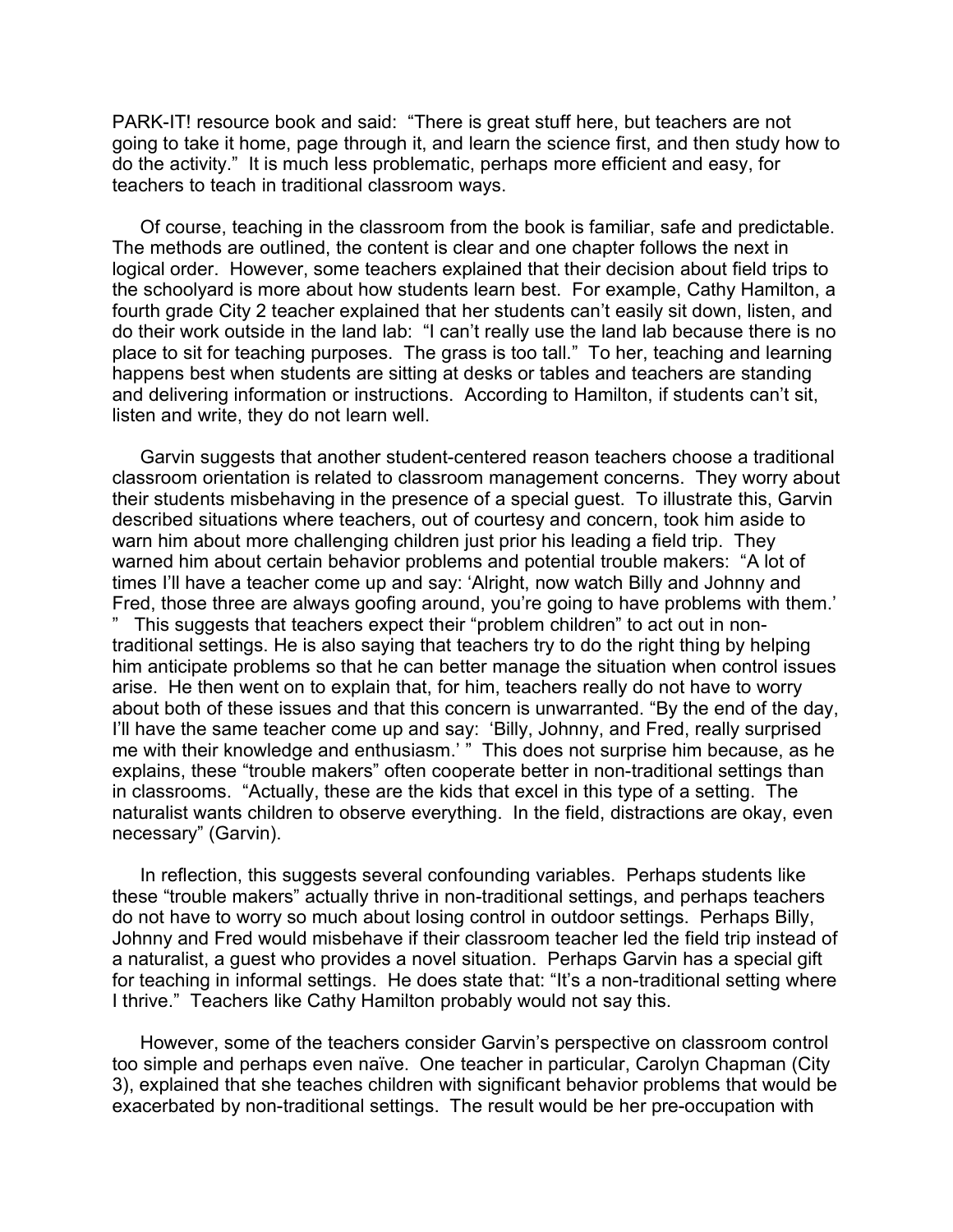PARK-IT! resource book and said: "There is great stuff here, but teachers are not going to take it home, page through it, and learn the science first, and then study how to do the activity." It is much less problematic, perhaps more efficient and easy, for teachers to teach in traditional classroom ways.

Of course, teaching in the classroom from the book is familiar, safe and predictable. The methods are outlined, the content is clear and one chapter follows the next in logical order. However, some teachers explained that their decision about field trips to the schoolyard is more about how students learn best. For example, Cathy Hamilton, a fourth grade City 2 teacher explained that her students can't easily sit down, listen, and do their work outside in the land lab: "I can't really use the land lab because there is no place to sit for teaching purposes. The grass is too tall." To her, teaching and learning happens best when students are sitting at desks or tables and teachers are standing and delivering information or instructions. According to Hamilton, if students can't sit, listen and write, they do not learn well.

Garvin suggests that another student-centered reason teachers choose a traditional classroom orientation is related to classroom management concerns. They worry about their students misbehaving in the presence of a special guest. To illustrate this, Garvin described situations where teachers, out of courtesy and concern, took him aside to warn him about more challenging children just prior his leading a field trip. They warned him about certain behavior problems and potential trouble makers: "A lot of times I'll have a teacher come up and say: 'Alright, now watch Billy and Johnny and Fred, those three are always goofing around, you're going to have problems with them.' " This suggests that teachers expect their "problem children" to act out in non-traditional settings. He is also saying that teachers try to do the right thing by helping him anticipate problems so that he can better manage the situation when control issues arise. He then went on to explain that, for him, teachers really do not have to worry about both of these issues and that this concern is unwarranted. "By the end of the day, I'll have the same teacher come up and say: 'Billy, Johnny, and Fred, really surprised me with their knowledge and enthusiasm.' " This does not surprise him because, as he explains, these "trouble makers" often cooperate better in non-traditional settings than in classrooms. "Actually, these are the kids that excel in this type of a setting. The naturalist wants children to observe everything. In the field, distractions are okay, even necessary" (Garvin).

In reflection, this suggests several confounding variables. Perhaps students like these "trouble makers" actually thrive in non-traditional settings, and perhaps teachers do not have to worry so much about losing control in outdoor settings. Perhaps Billy, Johnny and Fred would misbehave if their classroom teacher led the field trip instead of a naturalist, a guest who provides a novel situation. Perhaps Garvin has a special gift for teaching in informal settings. He does state that: "It's a non-traditional setting where I thrive." Teachers like Cathy Hamilton probably would not say this.

However, some of the teachers consider Garvin's perspective on classroom control too simple and perhaps even naïve. One teacher in particular, Carolyn Chapman (City 3), explained that she teaches children with significant behavior problems that would be exacerbated by non-traditional settings. The result would be her pre-occupation with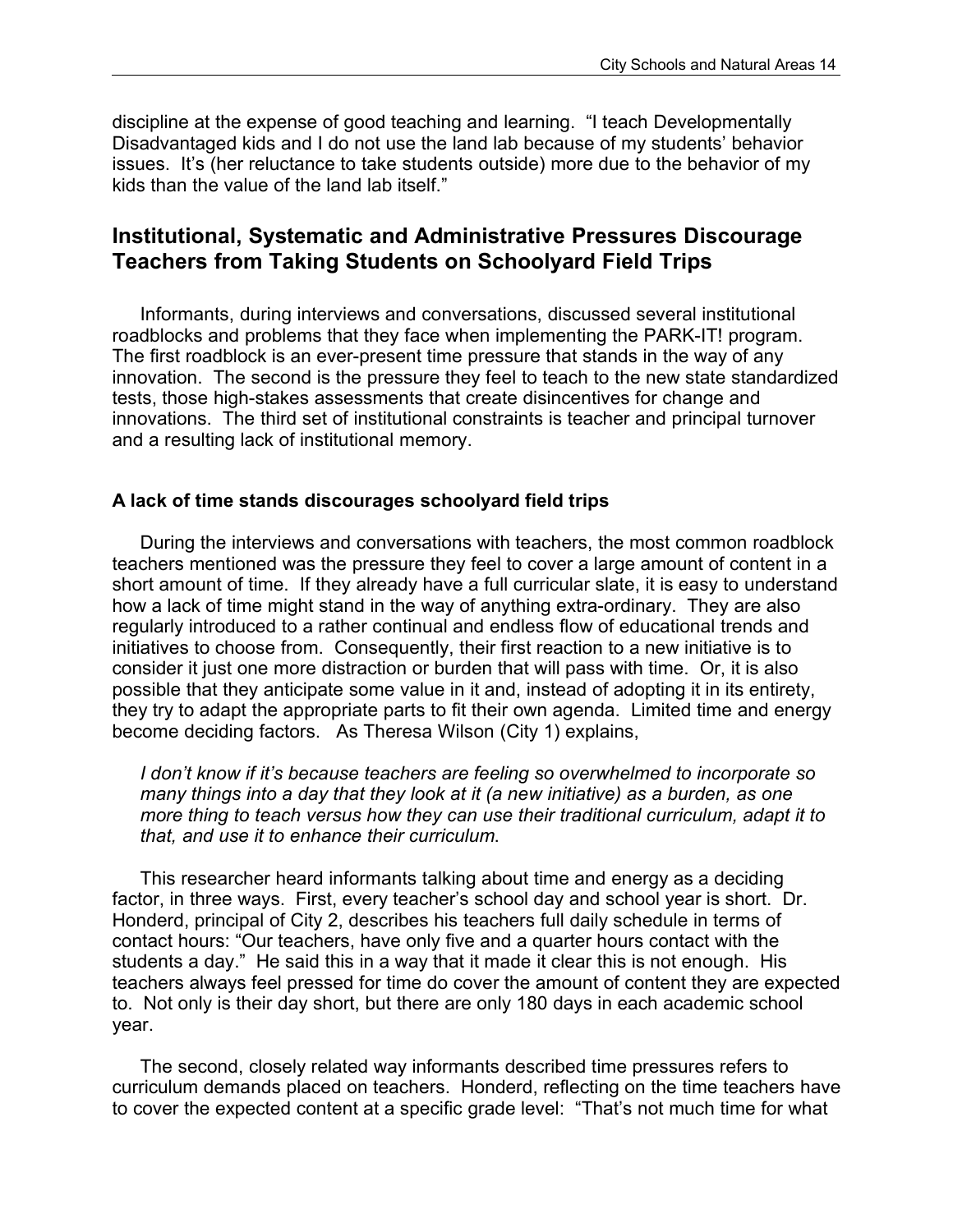discipline at the expense of good teaching and learning. "I teach Developmentally Disadvantaged kids and I do not use the land lab because of my students' behavior issues. It's (her reluctance to take students outside) more due to the behavior of my kids than the value of the land lab itself."

## Institutional, Systematic and Administrative Pressures Discourage Teachers from Taking Students on Schoolyard Field Trips

Informants, during interviews and conversations, discussed several institutional roadblocks and problems that they face when implementing the PARK-IT! program. The first roadblock is an ever-present time pressure that stands in the way of any innovation. The second is the pressure they feel to teach to the new state standardized tests, those high-stakes assessments that create disincentives for change and innovations. The third set of institutional constraints is teacher and principal turnover and a resulting lack of institutional memory.

### A lack of time stands discourages schoolyard field trips

During the interviews and conversations with teachers, the most common roadblock teachers mentioned was the pressure they feel to cover a large amount of content in a short amount of time. If they already have a full curricular slate, it is easy to understand how a lack of time might stand in the way of anything extra-ordinary. They are also regularly introduced to a rather continual and endless flow of educational trends and initiatives to choose from. Consequently, their first reaction to a new initiative is to consider it just one more distraction or burden that will pass with time. Or, it is also possible that they anticipate some value in it and, instead of adopting it in its entirety, they try to adapt the appropriate parts to fit their own agenda. Limited time and energy become deciding factors. As Theresa Wilson (City 1) explains,

*I don't know if it's because teachers are feeling so overwhelmed to incorporate so many things into a day that they look at it (a new initiative) as a burden, as one more thing to teach versus how they can use their traditional curriculum, adapt it to that, and use it to enhance their curriculum.*

This researcher heard informants talking about time and energy as a deciding factor, in three ways. First, every teacher's school day and school year is short. Dr. Honderd, principal of City 2, describes his teachers full daily schedule in terms of contact hours: "Our teachers, have only five and a quarter hours contact with the students a day." He said this in a way that it made it clear this is not enough. His teachers always feel pressed for time do cover the amount of content they are expected to. Not only is their day short, but there are only 180 days in each academic school year.

The second, closely related way informants described time pressures refers to curriculum demands placed on teachers. Honderd, reflecting on the time teachers have to cover the expected content at a specific grade level: "That's not much time for what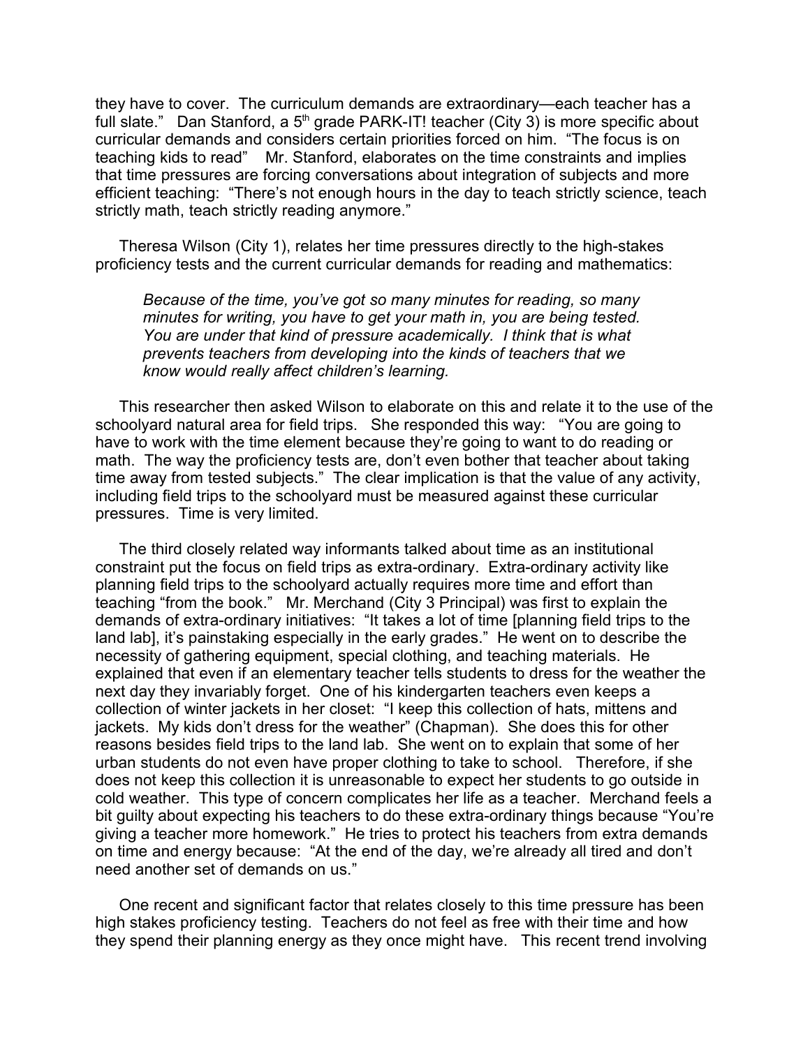they have to cover. The curriculum demands are extraordinary—each teacher has a full slate." Dan Stanford, a 5th grade PARK-IT! teacher (City 3) is more specific about curricular demands and considers certain priorities forced on him. "The focus is on teaching kids to read" Mr. Stanford, elaborates on the time constraints and implies that time pressures are forcing conversations about integration of subjects and more efficient teaching: "There's not enough hours in the day to teach strictly science, teach strictly math, teach strictly reading anymore."

Theresa Wilson (City 1), relates her time pressures directly to the high-stakes proficiency tests and the current curricular demands for reading and mathematics:

> *Because of the time, you've got so many minutes for reading, so many minutes for writing, you have to get your math in, you are being tested. You are under that kind of pressure academically. I think that is what prevents teachers from developing into the kinds of teachers that we know would really affect children's learning.*

This researcher then asked Wilson to elaborate on this and relate it to the use of the schoolyard natural area for field trips. She responded this way: "You are going to have to work with the time element because they're going to want to do reading or math. The way the proficiency tests are, don't even bother that teacher about taking time away from tested subjects." The clear implication is that the value of any activity, including field trips to the schoolyard must be measured against these curricular pressures. Time is very limited.

The third closely related way informants talked about time as an institutional constraint put the focus on field trips as extra-ordinary. Extra-ordinary activity like planning field trips to the schoolyard actually requires more time and effort than teaching "from the book." Mr. Merchand (City 3 Principal) was first to explain the demands of extra-ordinary initiatives: "It takes a lot of time [planning field trips to the land lab], it's painstaking especially in the early grades." He went on to describe the necessity of gathering equipment, special clothing, and teaching materials. He explained that even if an elementary teacher tells students to dress for the weather the next day they invariably forget. One of his kindergarten teachers even keeps a collection of winter jackets in her closet: "I keep this collection of hats, mittens and jackets. My kids don't dress for the weather" (Chapman). She does this for other reasons besides field trips to the land lab. She went on to explain that some of her urban students do not even have proper clothing to take to school. Therefore, if she does not keep this collection it is unreasonable to expect her students to go outside in cold weather. This type of concern complicates her life as a teacher. Merchand feels a bit guilty about expecting his teachers to do these extra-ordinary things because "You're giving a teacher more homework." He tries to protect his teachers from extra demands on time and energy because: "At the end of the day, we're already all tired and don't need another set of demands on us."

One recent and significant factor that relates closely to this time pressure has been high stakes proficiency testing. Teachers do not feel as free with their time and how they spend their planning energy as they once might have. This recent trend involving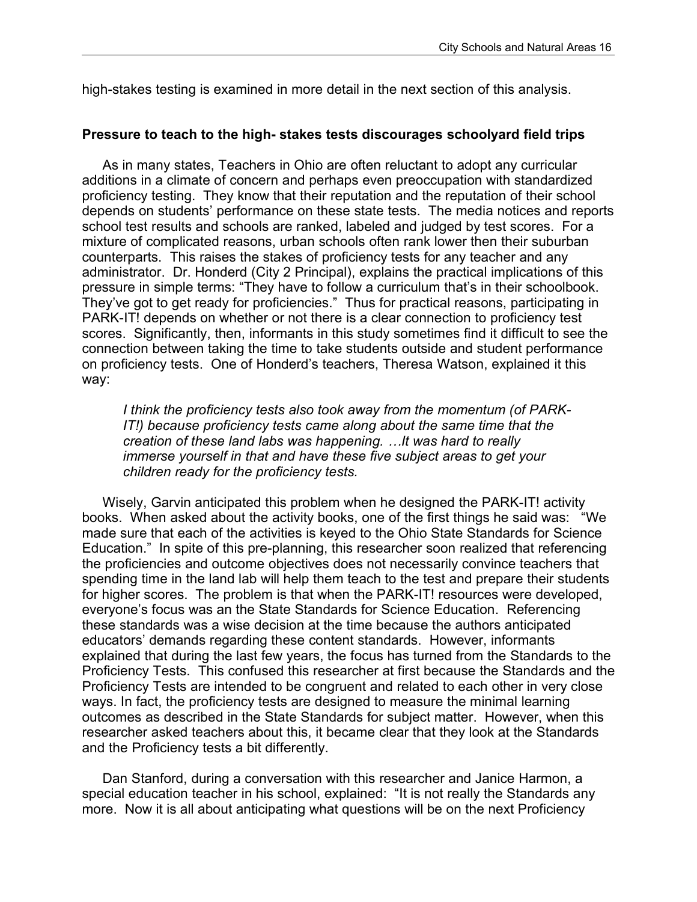high-stakes testing is examined in more detail in the next section of this analysis.

**Pressure to teach to the high- stakes tests discourages schoolyard field trips**

As in many states, Teachers in Ohio are often reluctant to adopt any curricular additions in a climate of concern and perhaps even preoccupation with standardized proficiency testing. They know that their reputation and the reputation of their school depends on students' performance on these state tests. The media notices and reports school test results and schools are ranked, labeled and judged by test scores. For a mixture of complicated reasons, urban schools often rank lower then their suburban counterparts. This raises the stakes of proficiency tests for any teacher and any administrator. Dr. Honderd (City 2 Principal), explains the practical implications of this pressure in simple terms: "They have to follow a curriculum that's in their schoolbook. They've got to get ready for proficiencies." Thus for practical reasons, participating in PARK-IT! depends on whether or not there is a clear connection to proficiency test scores. Significantly, then, informants in this study sometimes find it difficult to see the connection between taking the time to take students outside and student performance on proficiency tests. One of Honderd's teachers, Theresa Watson, explained it this way:

> *I think the proficiency tests also took away from the momentum (of PARK-IT!) because proficiency tests came along about the same time that the creation of these land labs was happening. …It was hard to really immerse yourself in that and have these five subject areas to get your children ready for the proficiency tests.*

Wisely, Garvin anticipated this problem when he designed the PARK-IT! activity books. When asked about the activity books, one of the first things he said was: "We made sure that each of the activities is keyed to the Ohio State Standards for Science Education." In spite of this pre-planning, this researcher soon realized that referencing the proficiencies and outcome objectives does not necessarily convince teachers that spending time in the land lab will help them teach to the test and prepare their students for higher scores. The problem is that when the PARK-IT! resources were developed, everyone's focus was an the State Standards for Science Education. Referencing these standards was a wise decision at the time because the authors anticipated educators' demands regarding these content standards. However, informants explained that during the last few years, the focus has turned from the Standards to the Proficiency Tests. This confused this researcher at first because the Standards and the Proficiency Tests are intended to be congruent and related to each other in very close ways. In fact, the proficiency tests are designed to measure the minimal learning outcomes as described in the State Standards for subject matter. However, when this researcher asked teachers about this, it became clear that they look at the Standards and the Proficiency tests a bit differently.

Dan Stanford, during a conversation with this researcher and Janice Harmon, a special education teacher in his school, explained: "It is not really the Standards any more. Now it is all about anticipating what questions will be on the next Proficiency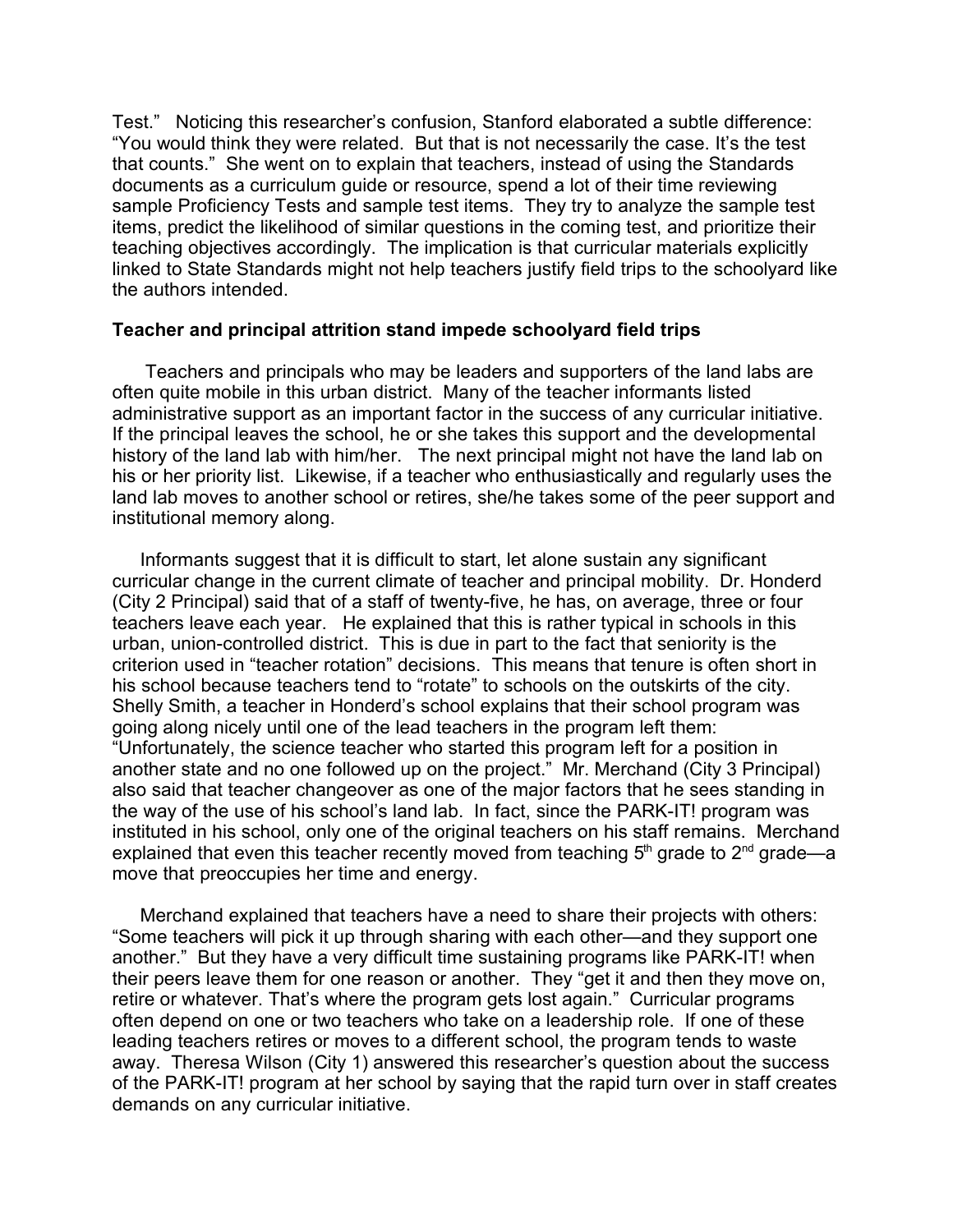Test." Noticing this researcher's confusion, Stanford elaborated a subtle difference: "You would think they were related. But that is not necessarily the case. It's the test that counts." She went on to explain that teachers, instead of using the Standards documents as a curriculum guide or resource, spend a lot of their time reviewing sample Proficiency Tests and sample test items. They try to analyze the sample test items, predict the likelihood of similar questions in the coming test, and prioritize their teaching objectives accordingly. The implication is that curricular materials explicitly linked to State Standards might not help teachers justify field trips to the schoolyard like the authors intended.

**Teacher and principal attrition stand impede schoolyard field trips**

Teachers and principals who may be leaders and supporters of the land labs are often quite mobile in this urban district. Many of the teacher informants listed administrative support as an important factor in the success of any curricular initiative. If the principal leaves the school, he or she takes this support and the developmental history of the land lab with him/her. The next principal might not have the land lab on his or her priority list. Likewise, if a teacher who enthusiastically and regularly uses the land lab moves to another school or retires, she/he takes some of the peer support and institutional memory along.

Informants suggest that it is difficult to start, let alone sustain any significant curricular change in the current climate of teacher and principal mobility. Dr. Honderd (City 2 Principal) said that of a staff of twenty-five, he has, on average, three or four teachers leave each year. He explained that this is rather typical in schools in this urban, union-controlled district. This is due in part to the fact that seniority is the criterion used in "teacher rotation" decisions. This means that tenure is often short in his school because teachers tend to "rotate" to schools on the outskirts of the city. Shelly Smith, a teacher in Honderd's school explains that their school program was going along nicely until one of the lead teachers in the program left them: "Unfortunately, the science teacher who started this program left for a position in another state and no one followed up on the project." Mr. Merchand (City 3 Principal) also said that teacher changeover as one of the major factors that he sees standing in the way of the use of his school's land lab. In fact, since the PARK-IT! program was instituted in his school, only one of the original teachers on his staff remains. Merchand explained that even this teacher recently moved from teaching 5th grade to 2nd grade—a move that preoccupies her time and energy.

Merchand explained that teachers have a need to share their projects with others: "Some teachers will pick it up through sharing with each other—and they support one another." But they have a very difficult time sustaining programs like PARK-IT! when their peers leave them for one reason or another. They "get it and then they move on, retire or whatever. That's where the program gets lost again." Curricular programs often depend on one or two teachers who take on a leadership role. If one of these leading teachers retires or moves to a different school, the program tends to waste away. Theresa Wilson (City 1) answered this researcher's question about the success of the PARK-IT! program at her school by saying that the rapid turn over in staff creates demands on any curricular initiative.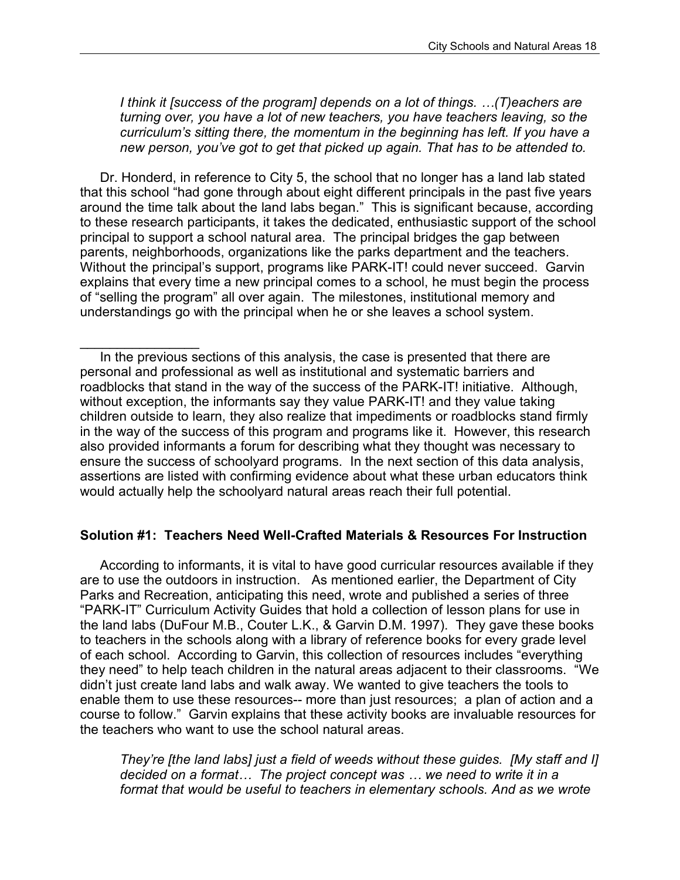*I think it [success of the program] depends on a lot of things. …(T)eachers are turning over, you have a lot of new teachers, you have teachers leaving, so the curriculum's sitting there, the momentum in the beginning has left. If you have a new person, you've got to get that picked up again. That has to be attended to.*

Dr. Honderd, in reference to City 5, the school that no longer has a land lab stated that this school "had gone through about eight different principals in the past five years around the time talk about the land labs began." This is significant because, according to these research participants, it takes the dedicated, enthusiastic support of the school principal to support a school natural area. The principal bridges the gap between parents, neighborhoods, organizations like the parks department and the teachers. Without the principal's support, programs like PARK-IT! could never succeed. Garvin explains that every time a new principal comes to a school, he must begin the process of "selling the program" all over again. The milestones, institutional memory and understandings go with the principal when he or she leaves a school system.

---

In the previous sections of this analysis, the case is presented that there are personal and professional as well as institutional and systematic barriers and roadblocks that stand in the way of the success of the PARK-IT! initiative. Although, without exception, the informants say they value PARK-IT! and they value taking children outside to learn, they also realize that impediments or roadblocks stand firmly in the way of the success of this program and programs like it. However, this research also provided informants a forum for describing what they thought was necessary to ensure the success of schoolyard programs. In the next section of this data analysis, assertions are listed with confirming evidence about what these urban educators think would actually help the schoolyard natural areas reach their full potential.

**Solution #1: Teachers Need Well-Crafted Materials & Resources For Instruction**

According to informants, it is vital to have good curricular resources available if they are to use the outdoors in instruction. As mentioned earlier, the Department of City Parks and Recreation, anticipating this need, wrote and published a series of three "PARK-IT" Curriculum Activity Guides that hold a collection of lesson plans for use in the land labs (DuFour M.B., Couter L.K., & Garvin D.M. 1997). They gave these books to teachers in the schools along with a library of reference books for every grade level of each school. According to Garvin, this collection of resources includes "everything they need" to help teach children in the natural areas adjacent to their classrooms. "We didn't just create land labs and walk away. We wanted to give teachers the tools to enable them to use these resources-- more than just resources; a plan of action and a course to follow." Garvin explains that these activity books are invaluable resources for the teachers who want to use the school natural areas.

*They're [the land labs] just a field of weeds without these guides. [My staff and I] decided on a format… The project concept was … we need to write it in a format that would be useful to teachers in elementary schools. And as we wrote*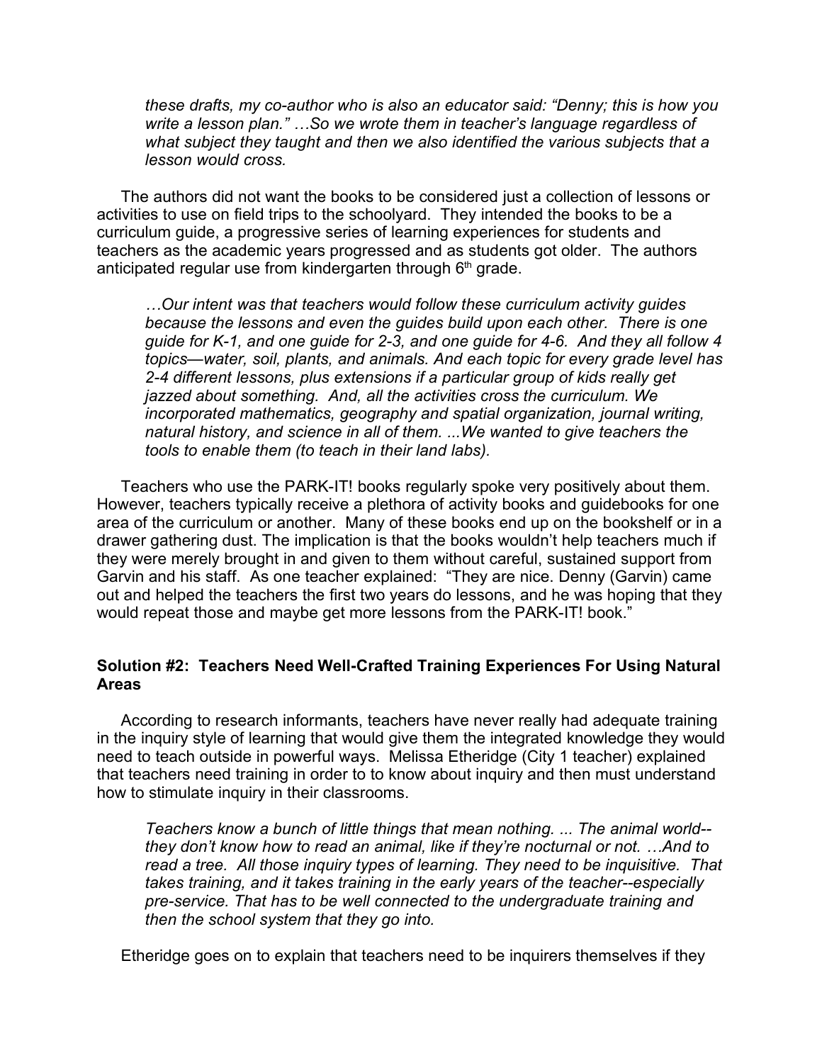*these drafts, my co-author who is also an educator said: "Denny; this is how you write a lesson plan." …So we wrote them in teacher's language regardless of what subject they taught and then we also identified the various subjects that a lesson would cross.*

The authors did not want the books to be considered just a collection of lessons or activities to use on field trips to the schoolyard. They intended the books to be a curriculum guide, a progressive series of learning experiences for students and teachers as the academic years progressed and as students got older. The authors anticipated regular use from kindergarten through 6th grade.

> *…Our intent was that teachers would follow these curriculum activity guides because the lessons and even the guides build upon each other. There is one guide for K-1, and one guide for 2-3, and one guide for 4-6. And they all follow 4 topics—water, soil, plants, and animals. And each topic for every grade level has 2-4 different lessons, plus extensions if a particular group of kids really get jazzed about something. And, all the activities cross the curriculum. We incorporated mathematics, geography and spatial organization, journal writing, natural history, and science in all of them. ...We wanted to give teachers the tools to enable them (to teach in their land labs).*

Teachers who use the PARK-IT! books regularly spoke very positively about them. However, teachers typically receive a plethora of activity books and guidebooks for one area of the curriculum or another. Many of these books end up on the bookshelf or in a drawer gathering dust. The implication is that the books wouldn't help teachers much if they were merely brought in and given to them without careful, sustained support from Garvin and his staff. As one teacher explained: "They are nice. Denny (Garvin) came out and helped the teachers the first two years do lessons, and he was hoping that they would repeat those and maybe get more lessons from the PARK-IT! book."

### Solution #2: Teachers Need Well-Crafted Training Experiences For Using Natural Areas

According to research informants, teachers have never really had adequate training in the inquiry style of learning that would give them the integrated knowledge they would need to teach outside in powerful ways. Melissa Etheridge (City 1 teacher) explained that teachers need training in order to to know about inquiry and then must understand how to stimulate inquiry in their classrooms.

> *Teachers know a bunch of little things that mean nothing. ... The animal world--they don't know how to read an animal, like if they're nocturnal or not. …And to read a tree. All those inquiry types of learning. They need to be inquisitive. That takes training, and it takes training in the early years of the teacher--especially pre-service. That has to be well connected to the undergraduate training and then the school system that they go into.*

Etheridge goes on to explain that teachers need to be inquirers themselves if they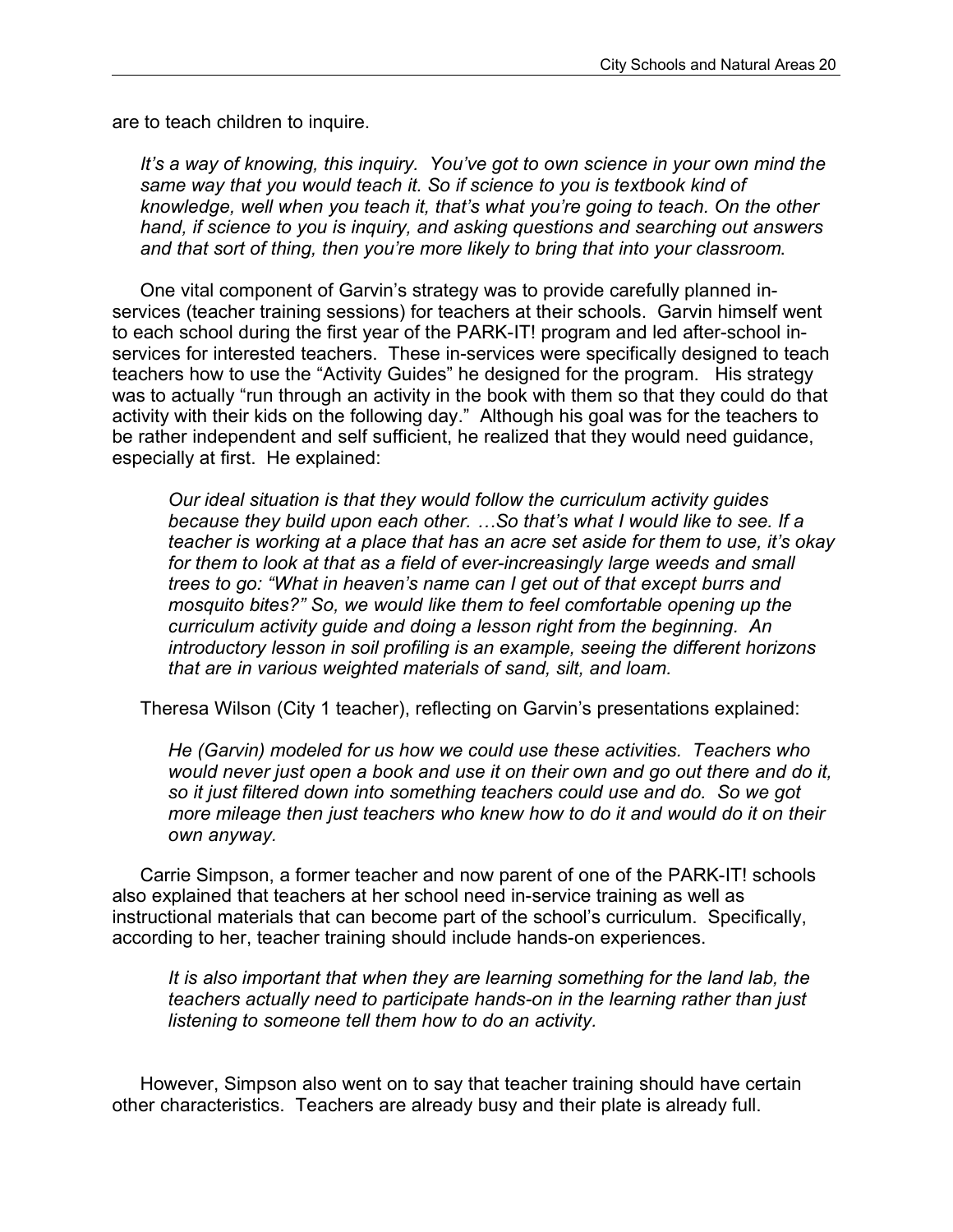are to teach children to inquire.

> *It's a way of knowing, this inquiry. You've got to own science in your own mind the same way that you would teach it. So if science to you is textbook kind of knowledge, well when you teach it, that's what you're going to teach. On the other hand, if science to you is inquiry, and asking questions and searching out answers and that sort of thing, then you're more likely to bring that into your classroom.*

One vital component of Garvin's strategy was to provide carefully planned in-services (teacher training sessions) for teachers at their schools. Garvin himself went to each school during the first year of the PARK-IT! program and led after-school in-services for interested teachers. These in-services were specifically designed to teach teachers how to use the "Activity Guides" he designed for the program. His strategy was to actually "run through an activity in the book with them so that they could do that activity with their kids on the following day." Although his goal was for the teachers to be rather independent and self sufficient, he realized that they would need guidance, especially at first. He explained:

> *Our ideal situation is that they would follow the curriculum activity guides because they build upon each other. …So that's what I would like to see. If a teacher is working at a place that has an acre set aside for them to use, it's okay for them to look at that as a field of ever-increasingly large weeds and small trees to go: "What in heaven's name can I get out of that except burrs and mosquito bites?" So, we would like them to feel comfortable opening up the curriculum activity guide and doing a lesson right from the beginning. An introductory lesson in soil profiling is an example, seeing the different horizons that are in various weighted materials of sand, silt, and loam.*

Theresa Wilson (City 1 teacher), reflecting on Garvin's presentations explained:

> *He (Garvin) modeled for us how we could use these activities. Teachers who would never just open a book and use it on their own and go out there and do it, so it just filtered down into something teachers could use and do. So we got more mileage then just teachers who knew how to do it and would do it on their own anyway.*

Carrie Simpson, a former teacher and now parent of one of the PARK-IT! schools also explained that teachers at her school need in-service training as well as instructional materials that can become part of the school's curriculum. Specifically, according to her, teacher training should include hands-on experiences.

> *It is also important that when they are learning something for the land lab, the teachers actually need to participate hands-on in the learning rather than just listening to someone tell them how to do an activity.*

However, Simpson also went on to say that teacher training should have certain other characteristics. Teachers are already busy and their plate is already full.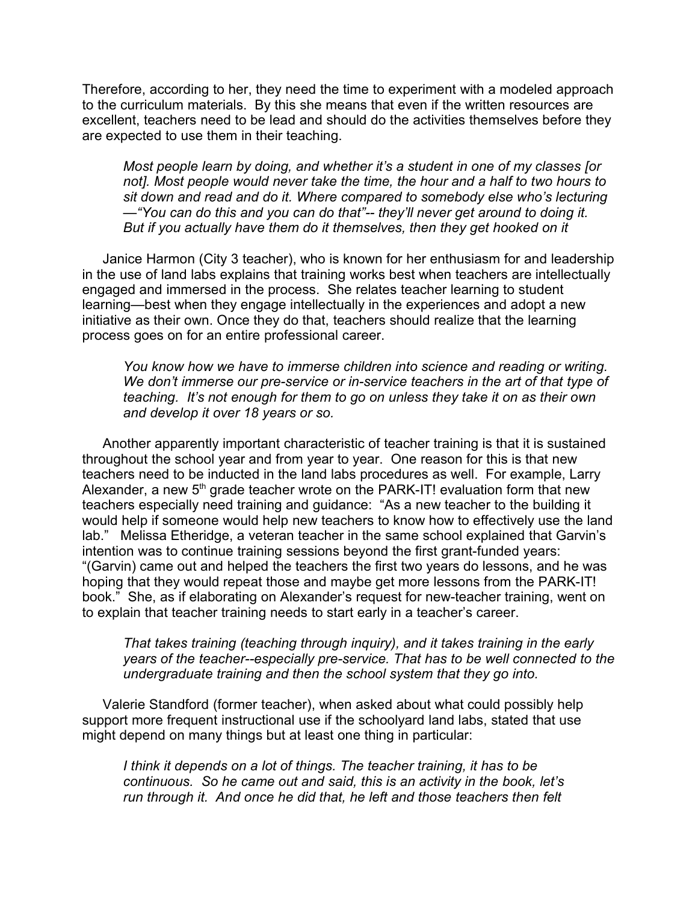Therefore, according to her, they need the time to experiment with a modeled approach to the curriculum materials. By this she means that even if the written resources are excellent, teachers need to be lead and should do the activities themselves before they are expected to use them in their teaching.

> *Most people learn by doing, and whether it's a student in one of my classes [or not]. Most people would never take the time, the hour and a half to two hours to sit down and read and do it. Where compared to somebody else who's lecturing —"You can do this and you can do that"-- they'll never get around to doing it. But if you actually have them do it themselves, then they get hooked on it*

Janice Harmon (City 3 teacher), who is known for her enthusiasm for and leadership in the use of land labs explains that training works best when teachers are intellectually engaged and immersed in the process. She relates teacher learning to student learning—best when they engage intellectually in the experiences and adopt a new initiative as their own. Once they do that, teachers should realize that the learning process goes on for an entire professional career.

> *You know how we have to immerse children into science and reading or writing. We don't immerse our pre-service or in-service teachers in the art of that type of teaching. It's not enough for them to go on unless they take it on as their own and develop it over 18 years or so.*

Another apparently important characteristic of teacher training is that it is sustained throughout the school year and from year to year. One reason for this is that new teachers need to be inducted in the land labs procedures as well. For example, Larry Alexander, a new 5th grade teacher wrote on the PARK-IT! evaluation form that new teachers especially need training and guidance: "As a new teacher to the building it would help if someone would help new teachers to know how to effectively use the land lab." Melissa Etheridge, a veteran teacher in the same school explained that Garvin's intention was to continue training sessions beyond the first grant-funded years: "(Garvin) came out and helped the teachers the first two years do lessons, and he was hoping that they would repeat those and maybe get more lessons from the PARK-IT! book." She, as if elaborating on Alexander's request for new-teacher training, went on to explain that teacher training needs to start early in a teacher's career.

> *That takes training (teaching through inquiry), and it takes training in the early years of the teacher--especially pre-service. That has to be well connected to the undergraduate training and then the school system that they go into.*

Valerie Standford (former teacher), when asked about what could possibly help support more frequent instructional use if the schoolyard land labs, stated that use might depend on many things but at least one thing in particular:

> *I think it depends on a lot of things. The teacher training, it has to be continuous. So he came out and said, this is an activity in the book, let's run through it. And once he did that, he left and those teachers then felt*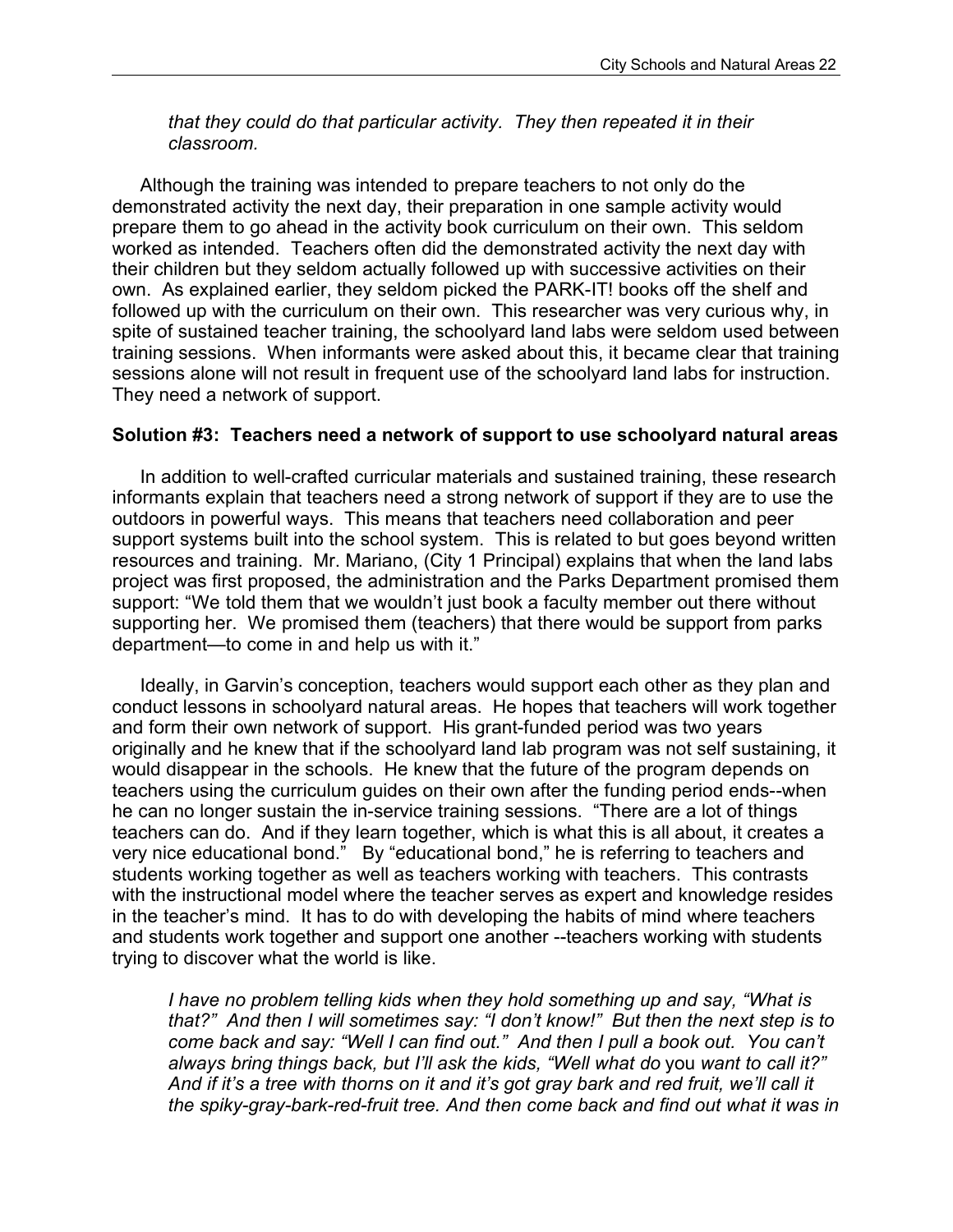*that they could do that particular activity. They then repeated it in their classroom.*

Although the training was intended to prepare teachers to not only do the demonstrated activity the next day, their preparation in one sample activity would prepare them to go ahead in the activity book curriculum on their own. This seldom worked as intended. Teachers often did the demonstrated activity the next day with their children but they seldom actually followed up with successive activities on their own. As explained earlier, they seldom picked the PARK-IT! books off the shelf and followed up with the curriculum on their own. This researcher was very curious why, in spite of sustained teacher training, the schoolyard land labs were seldom used between training sessions. When informants were asked about this, it became clear that training sessions alone will not result in frequent use of the schoolyard land labs for instruction. They need a network of support.

**Solution #3: Teachers need a network of support to use schoolyard natural areas**

In addition to well-crafted curricular materials and sustained training, these research informants explain that teachers need a strong network of support if they are to use the outdoors in powerful ways. This means that teachers need collaboration and peer support systems built into the school system. This is related to but goes beyond written resources and training. Mr. Mariano, (City 1 Principal) explains that when the land labs project was first proposed, the administration and the Parks Department promised them support: "We told them that we wouldn't just book a faculty member out there without supporting her. We promised them (teachers) that there would be support from parks department—to come in and help us with it."

Ideally, in Garvin's conception, teachers would support each other as they plan and conduct lessons in schoolyard natural areas. He hopes that teachers will work together and form their own network of support. His grant-funded period was two years originally and he knew that if the schoolyard land lab program was not self sustaining, it would disappear in the schools. He knew that the future of the program depends on teachers using the curriculum guides on their own after the funding period ends--when he can no longer sustain the in-service training sessions. "There are a lot of things teachers can do. And if they learn together, which is what this is all about, it creates a very nice educational bond." By "educational bond," he is referring to teachers and students working together as well as teachers working with teachers. This contrasts with the instructional model where the teacher serves as expert and knowledge resides in the teacher's mind. It has to do with developing the habits of mind where teachers and students work together and support one another --teachers working with students trying to discover what the world is like.

*I have no problem telling kids when they hold something up and say, "What is that?" And then I will sometimes say: "I don't know!" But then the next step is to come back and say: "Well I can find out." And then I pull a book out. You can't always bring things back, but I'll ask the kids, "Well what do* you *want to call it?" And if it's a tree with thorns on it and it's got gray bark and red fruit, we'll call it the spiky-gray-bark-red-fruit tree. And then come back and find out what it was in*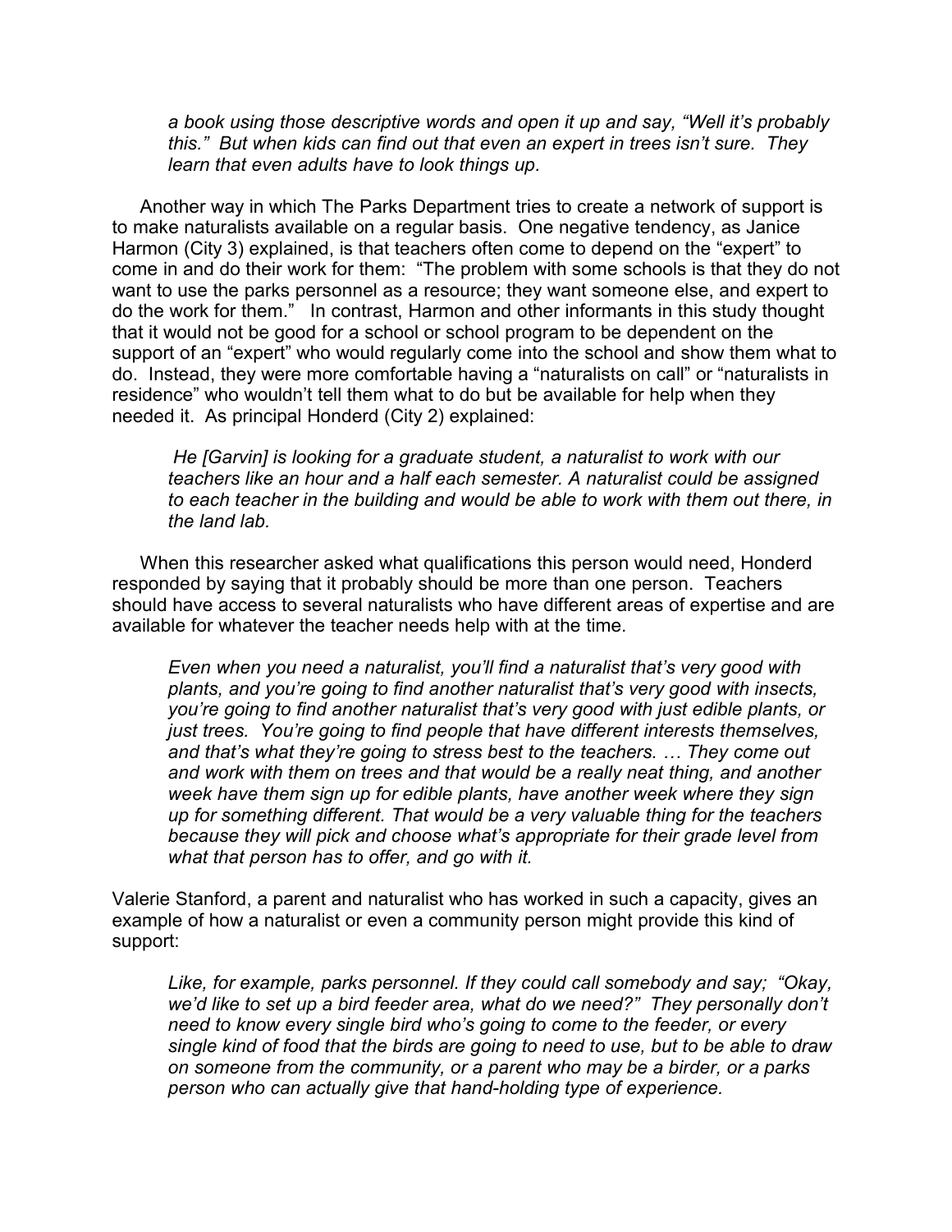*a book using those descriptive words and open it up and say, "Well it's probably this." But when kids can find out that even an expert in trees isn't sure. They learn that even adults have to look things up.*

Another way in which The Parks Department tries to create a network of support is to make naturalists available on a regular basis. One negative tendency, as Janice Harmon (City 3) explained, is that teachers often come to depend on the "expert" to come in and do their work for them: "The problem with some schools is that they do not want to use the parks personnel as a resource; they want someone else, and expert to do the work for them." In contrast, Harmon and other informants in this study thought that it would not be good for a school or school program to be dependent on the support of an "expert" who would regularly come into the school and show them what to do. Instead, they were more comfortable having a "naturalists on call" or "naturalists in residence" who wouldn't tell them what to do but be available for help when they needed it. As principal Honderd (City 2) explained:

> *He [Garvin] is looking for a graduate student, a naturalist to work with our teachers like an hour and a half each semester. A naturalist could be assigned to each teacher in the building and would be able to work with them out there, in the land lab.*

When this researcher asked what qualifications this person would need, Honderd responded by saying that it probably should be more than one person. Teachers should have access to several naturalists who have different areas of expertise and are available for whatever the teacher needs help with at the time.

> *Even when you need a naturalist, you'll find a naturalist that's very good with plants, and you're going to find another naturalist that's very good with insects, you're going to find another naturalist that's very good with just edible plants, or just trees. You're going to find people that have different interests themselves, and that's what they're going to stress best to the teachers. … They come out and work with them on trees and that would be a really neat thing, and another week have them sign up for edible plants, have another week where they sign up for something different. That would be a very valuable thing for the teachers because they will pick and choose what's appropriate for their grade level from what that person has to offer, and go with it.*

Valerie Stanford, a parent and naturalist who has worked in such a capacity, gives an example of how a naturalist or even a community person might provide this kind of support:

> *Like, for example, parks personnel. If they could call somebody and say; "Okay, we'd like to set up a bird feeder area, what do we need?" They personally don't need to know every single bird who's going to come to the feeder, or every single kind of food that the birds are going to need to use, but to be able to draw on someone from the community, or a parent who may be a birder, or a parks person who can actually give that hand-holding type of experience.*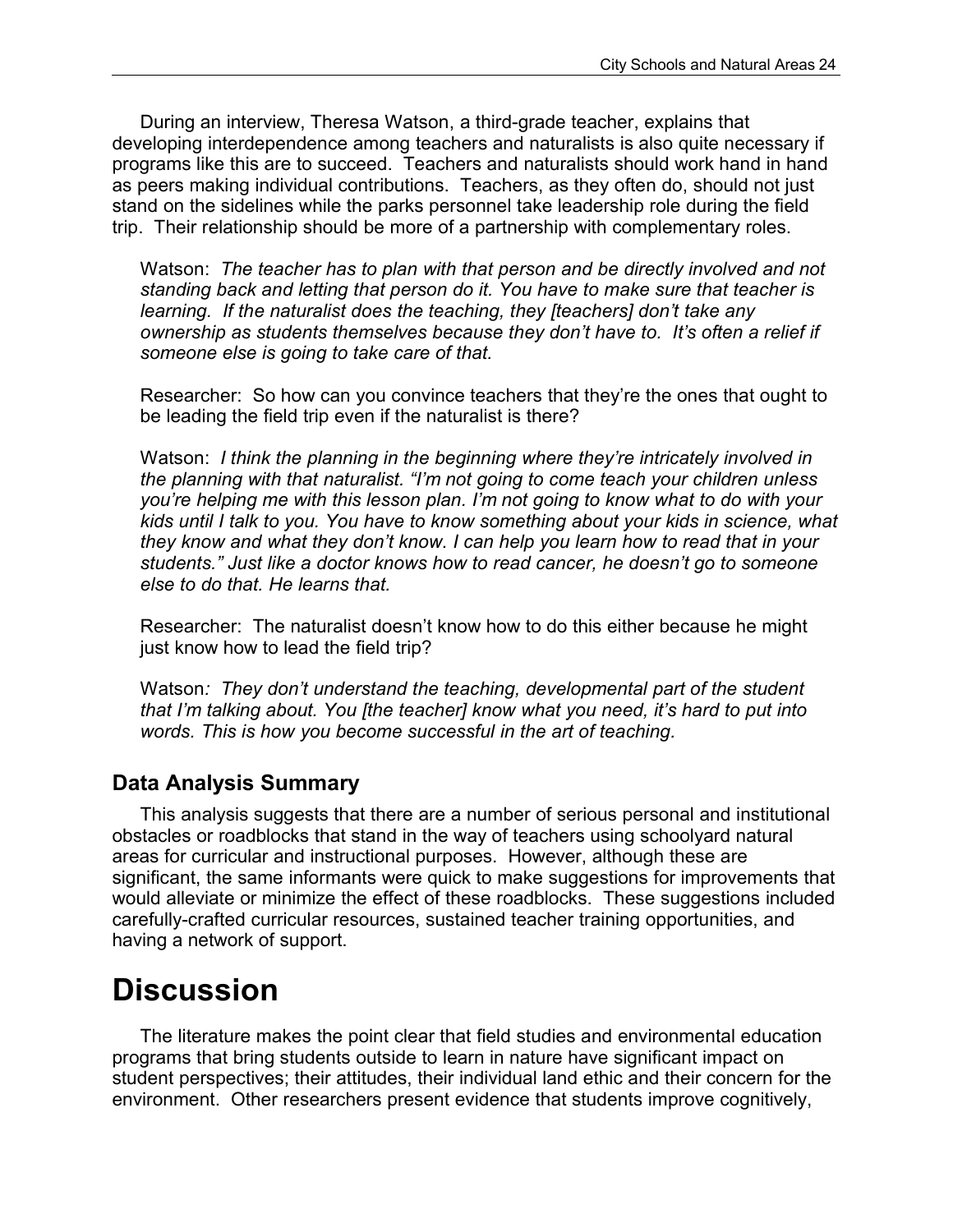During an interview, Theresa Watson, a third-grade teacher, explains that developing interdependence among teachers and naturalists is also quite necessary if programs like this are to succeed. Teachers and naturalists should work hand in hand as peers making individual contributions. Teachers, as they often do, should not just stand on the sidelines while the parks personnel take leadership role during the field trip. Their relationship should be more of a partnership with complementary roles.

> Watson: *The teacher has to plan with that person and be directly involved and not standing back and letting that person do it. You have to make sure that teacher is learning. If the naturalist does the teaching, they [teachers] don't take any ownership as students themselves because they don't have to. It's often a relief if someone else is going to take care of that.*
>
> Researcher: So how can you convince teachers that they're the ones that ought to be leading the field trip even if the naturalist is there?
>
> Watson: *I think the planning in the beginning where they're intricately involved in the planning with that naturalist. "I'm not going to come teach your children unless you're helping me with this lesson plan. I'm not going to know what to do with your kids until I talk to you. You have to know something about your kids in science, what they know and what they don't know. I can help you learn how to read that in your students." Just like a doctor knows how to read cancer, he doesn't go to someone else to do that. He learns that.*
>
> Researcher: The naturalist doesn't know how to do this either because he might just know how to lead the field trip?
>
> Watson*: They don't understand the teaching, developmental part of the student that I'm talking about. You [the teacher] know what you need, it's hard to put into words. This is how you become successful in the art of teaching.*

## Data Analysis Summary

This analysis suggests that there are a number of serious personal and institutional obstacles or roadblocks that stand in the way of teachers using schoolyard natural areas for curricular and instructional purposes. However, although these are significant, the same informants were quick to make suggestions for improvements that would alleviate or minimize the effect of these roadblocks. These suggestions included carefully-crafted curricular resources, sustained teacher training opportunities, and having a network of support.

# Discussion

The literature makes the point clear that field studies and environmental education programs that bring students outside to learn in nature have significant impact on student perspectives; their attitudes, their individual land ethic and their concern for the environment. Other researchers present evidence that students improve cognitively,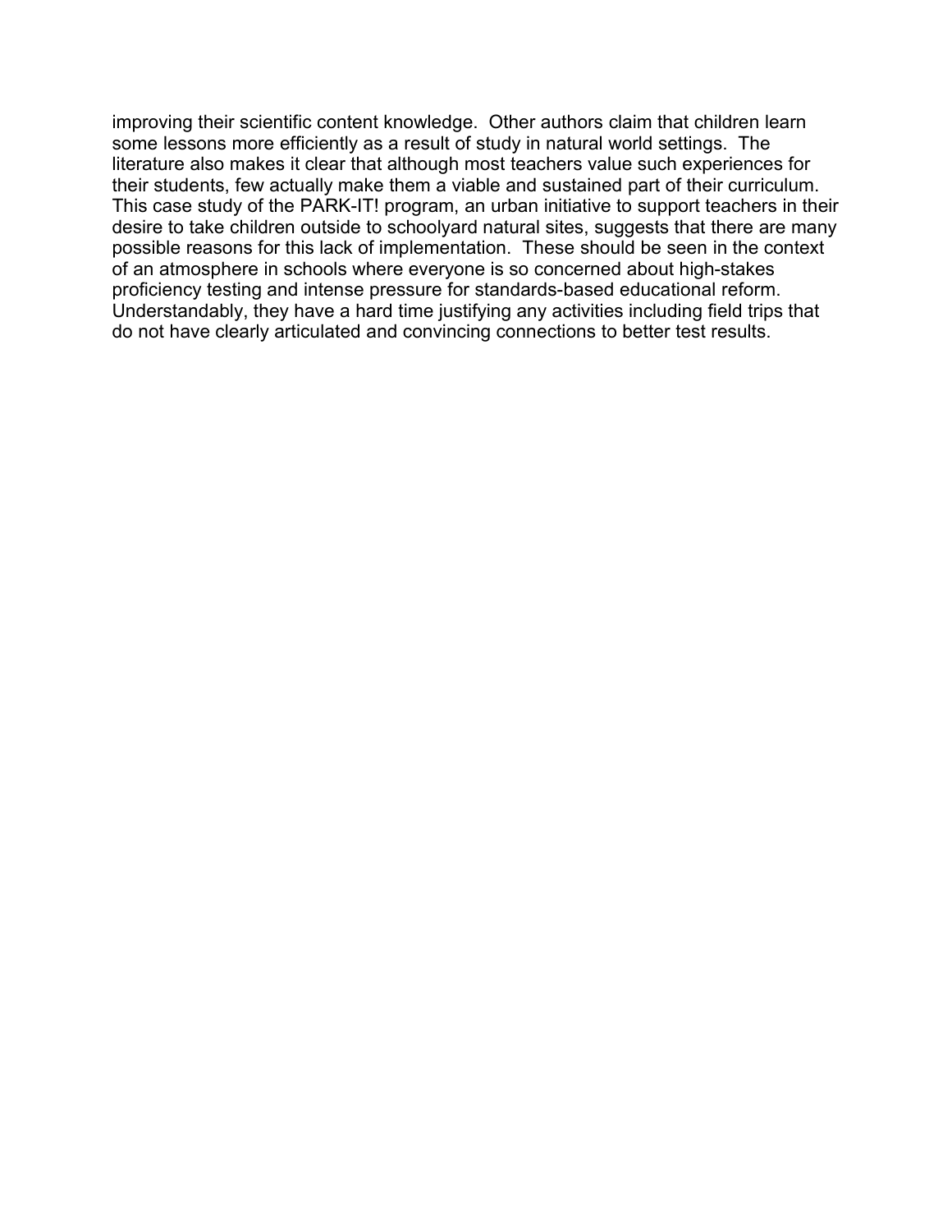improving their scientific content knowledge.  Other authors claim that children learn some lessons more efficiently as a result of study in natural world settings.  The literature also makes it clear that although most teachers value such experiences for their students, few actually make them a viable and sustained part of their curriculum. This case study of the PARK-IT! program, an urban initiative to support teachers in their desire to take children outside to schoolyard natural sites, suggests that there are many possible reasons for this lack of implementation.  These should be seen in the context of an atmosphere in schools where everyone is so concerned about high-stakes proficiency testing and intense pressure for standards-based educational reform. Understandably, they have a hard time justifying any activities including field trips that do not have clearly articulated and convincing connections to better test results.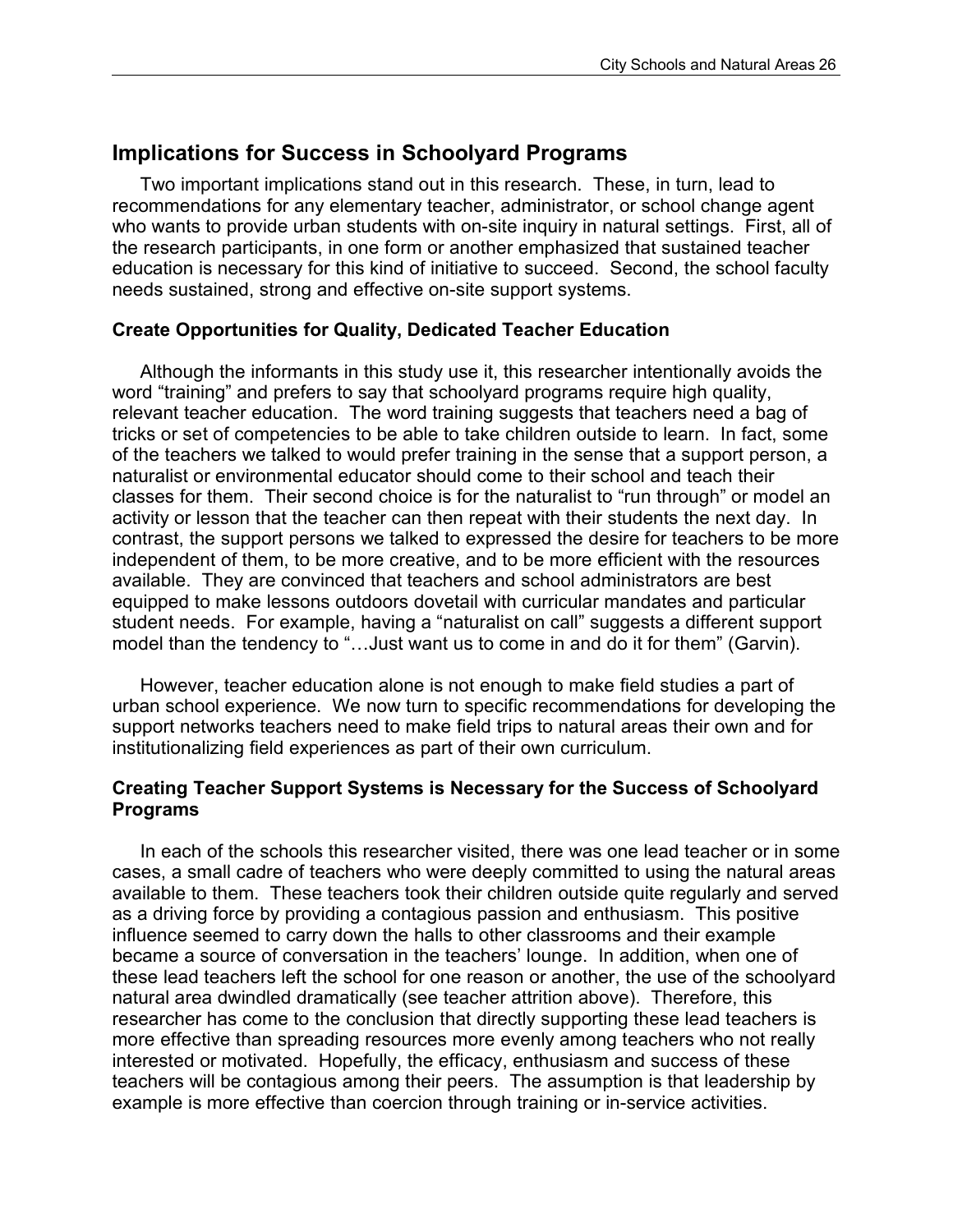## Implications for Success in Schoolyard Programs

Two important implications stand out in this research. These, in turn, lead to recommendations for any elementary teacher, administrator, or school change agent who wants to provide urban students with on-site inquiry in natural settings. First, all of the research participants, in one form or another emphasized that sustained teacher education is necessary for this kind of initiative to succeed. Second, the school faculty needs sustained, strong and effective on-site support systems.

### Create Opportunities for Quality, Dedicated Teacher Education

Although the informants in this study use it, this researcher intentionally avoids the word "training" and prefers to say that schoolyard programs require high quality, relevant teacher education. The word training suggests that teachers need a bag of tricks or set of competencies to be able to take children outside to learn. In fact, some of the teachers we talked to would prefer training in the sense that a support person, a naturalist or environmental educator should come to their school and teach their classes for them. Their second choice is for the naturalist to "run through" or model an activity or lesson that the teacher can then repeat with their students the next day. In contrast, the support persons we talked to expressed the desire for teachers to be more independent of them, to be more creative, and to be more efficient with the resources available. They are convinced that teachers and school administrators are best equipped to make lessons outdoors dovetail with curricular mandates and particular student needs. For example, having a "naturalist on call" suggests a different support model than the tendency to "…Just want us to come in and do it for them" (Garvin).

However, teacher education alone is not enough to make field studies a part of urban school experience. We now turn to specific recommendations for developing the support networks teachers need to make field trips to natural areas their own and for institutionalizing field experiences as part of their own curriculum.

### Creating Teacher Support Systems is Necessary for the Success of Schoolyard Programs

In each of the schools this researcher visited, there was one lead teacher or in some cases, a small cadre of teachers who were deeply committed to using the natural areas available to them. These teachers took their children outside quite regularly and served as a driving force by providing a contagious passion and enthusiasm. This positive influence seemed to carry down the halls to other classrooms and their example became a source of conversation in the teachers' lounge. In addition, when one of these lead teachers left the school for one reason or another, the use of the schoolyard natural area dwindled dramatically (see teacher attrition above). Therefore, this researcher has come to the conclusion that directly supporting these lead teachers is more effective than spreading resources more evenly among teachers who not really interested or motivated. Hopefully, the efficacy, enthusiasm and success of these teachers will be contagious among their peers. The assumption is that leadership by example is more effective than coercion through training or in-service activities.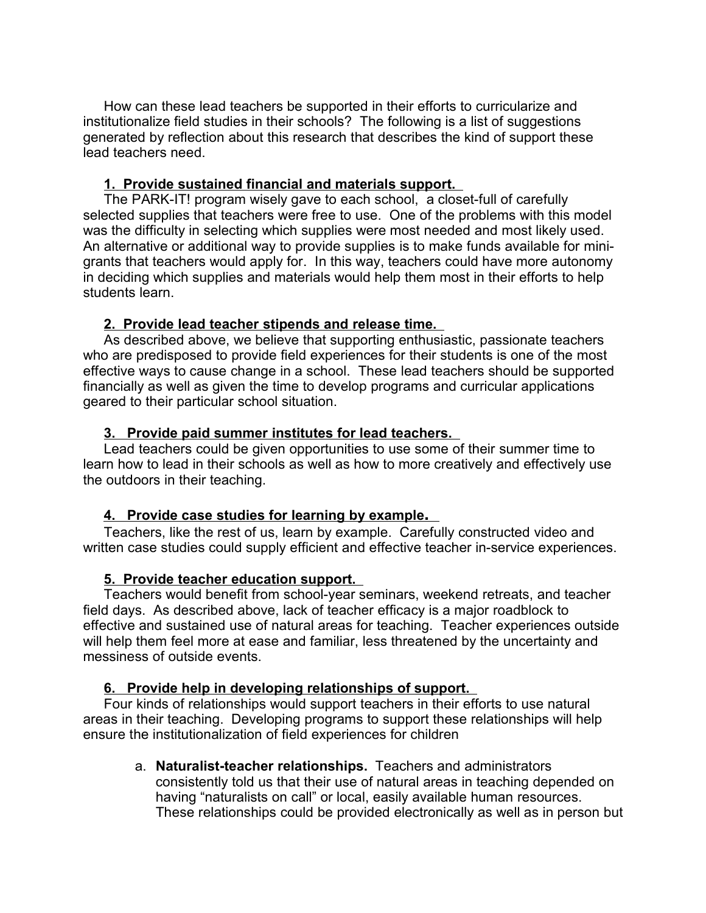How can these lead teachers be supported in their efforts to curricularize and institutionalize field studies in their schools? The following is a list of suggestions generated by reflection about this research that describes the kind of support these lead teachers need.

**1. Provide sustained financial and materials support.**

The PARK-IT! program wisely gave to each school, a closet-full of carefully selected supplies that teachers were free to use. One of the problems with this model was the difficulty in selecting which supplies were most needed and most likely used. An alternative or additional way to provide supplies is to make funds available for mini-grants that teachers would apply for. In this way, teachers could have more autonomy in deciding which supplies and materials would help them most in their efforts to help students learn.

**2. Provide lead teacher stipends and release time.**

As described above, we believe that supporting enthusiastic, passionate teachers who are predisposed to provide field experiences for their students is one of the most effective ways to cause change in a school. These lead teachers should be supported financially as well as given the time to develop programs and curricular applications geared to their particular school situation.

**3. Provide paid summer institutes for lead teachers.**

Lead teachers could be given opportunities to use some of their summer time to learn how to lead in their schools as well as how to more creatively and effectively use the outdoors in their teaching.

**4. Provide case studies for learning by example.**

Teachers, like the rest of us, learn by example. Carefully constructed video and written case studies could supply efficient and effective teacher in-service experiences.

**5. Provide teacher education support.**

Teachers would benefit from school-year seminars, weekend retreats, and teacher field days. As described above, lack of teacher efficacy is a major roadblock to effective and sustained use of natural areas for teaching. Teacher experiences outside will help them feel more at ease and familiar, less threatened by the uncertainty and messiness of outside events.

**6. Provide help in developing relationships of support.**

Four kinds of relationships would support teachers in their efforts to use natural areas in their teaching. Developing programs to support these relationships will help ensure the institutionalization of field experiences for children

a. **Naturalist-teacher relationships.** Teachers and administrators consistently told us that their use of natural areas in teaching depended on having "naturalists on call" or local, easily available human resources. These relationships could be provided electronically as well as in person but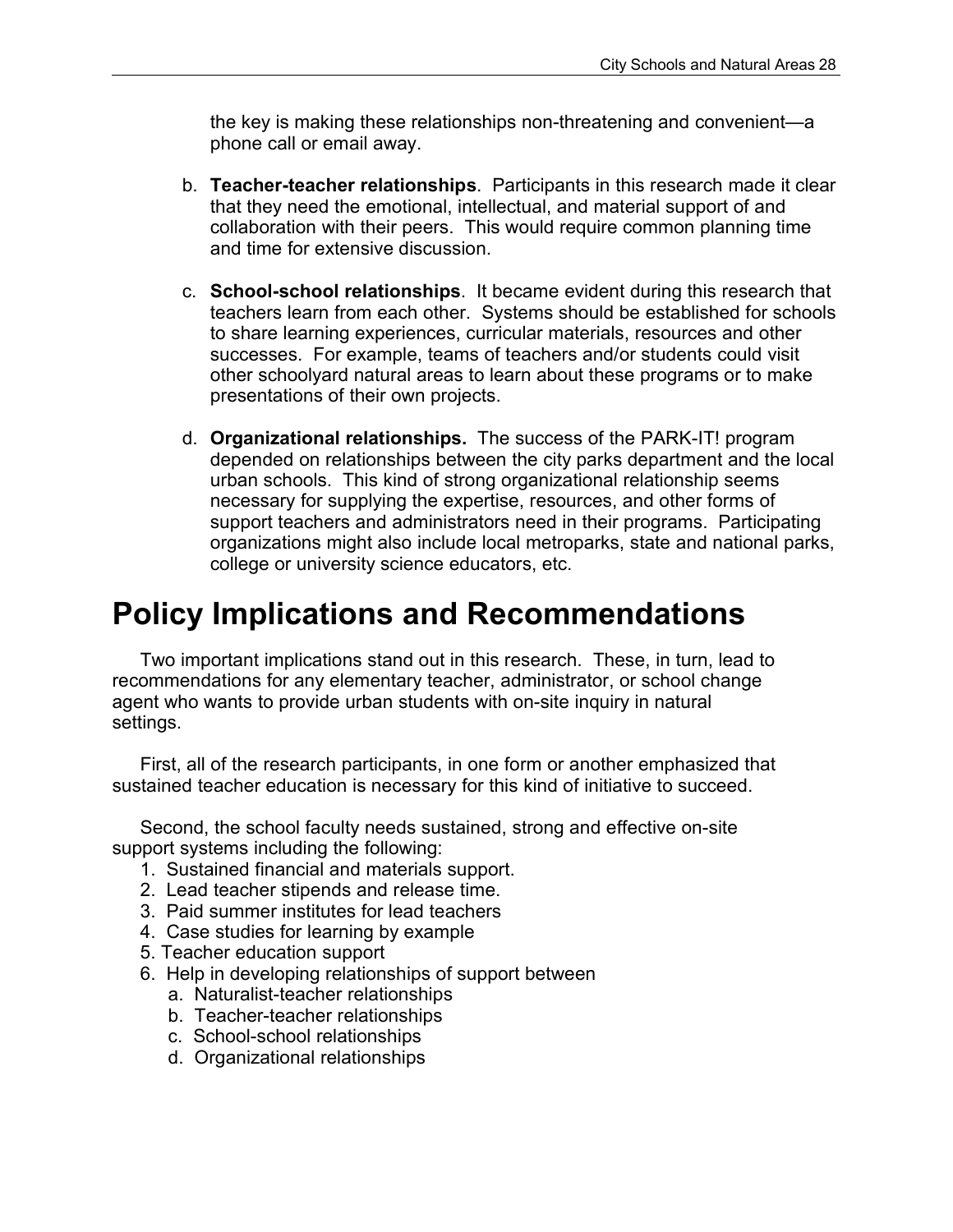the key is making these relationships non-threatening and convenient—a phone call or email away.

b. **Teacher-teacher relationships**. Participants in this research made it clear that they need the emotional, intellectual, and material support of and collaboration with their peers. This would require common planning time and time for extensive discussion.

c. **School-school relationships**. It became evident during this research that teachers learn from each other. Systems should be established for schools to share learning experiences, curricular materials, resources and other successes. For example, teams of teachers and/or students could visit other schoolyard natural areas to learn about these programs or to make presentations of their own projects.

d. **Organizational relationships.** The success of the PARK-IT! program depended on relationships between the city parks department and the local urban schools. This kind of strong organizational relationship seems necessary for supplying the expertise, resources, and other forms of support teachers and administrators need in their programs. Participating organizations might also include local metroparks, state and national parks, college or university science educators, etc.

# Policy Implications and Recommendations

Two important implications stand out in this research. These, in turn, lead to recommendations for any elementary teacher, administrator, or school change agent who wants to provide urban students with on-site inquiry in natural settings.

First, all of the research participants, in one form or another emphasized that sustained teacher education is necessary for this kind of initiative to succeed.

Second, the school faculty needs sustained, strong and effective on-site support systems including the following:

1. Sustained financial and materials support.
2. Lead teacher stipends and release time.
3. Paid summer institutes for lead teachers
4. Case studies for learning by example
5. Teacher education support
6. Help in developing relationships of support between
   a. Naturalist-teacher relationships
   b. Teacher-teacher relationships
   c. School-school relationships
   d. Organizational relationships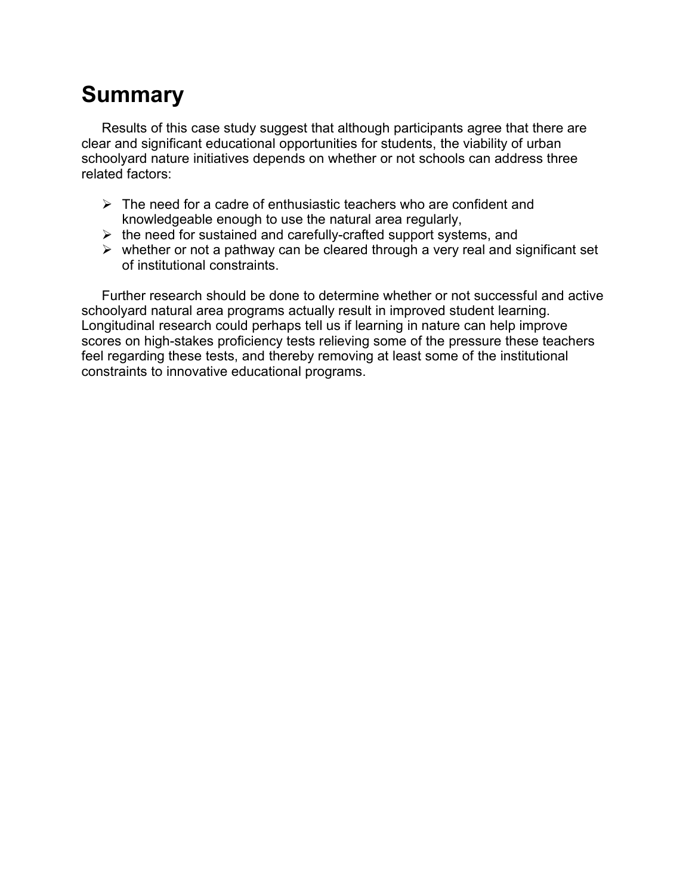# Summary

Results of this case study suggest that although participants agree that there are clear and significant educational opportunities for students, the viability of urban schoolyard nature initiatives depends on whether or not schools can address three related factors:

- The need for a cadre of enthusiastic teachers who are confident and knowledgeable enough to use the natural area regularly,
- the need for sustained and carefully-crafted support systems, and
- whether or not a pathway can be cleared through a very real and significant set of institutional constraints.

Further research should be done to determine whether or not successful and active schoolyard natural area programs actually result in improved student learning. Longitudinal research could perhaps tell us if learning in nature can help improve scores on high-stakes proficiency tests relieving some of the pressure these teachers feel regarding these tests, and thereby removing at least some of the institutional constraints to innovative educational programs.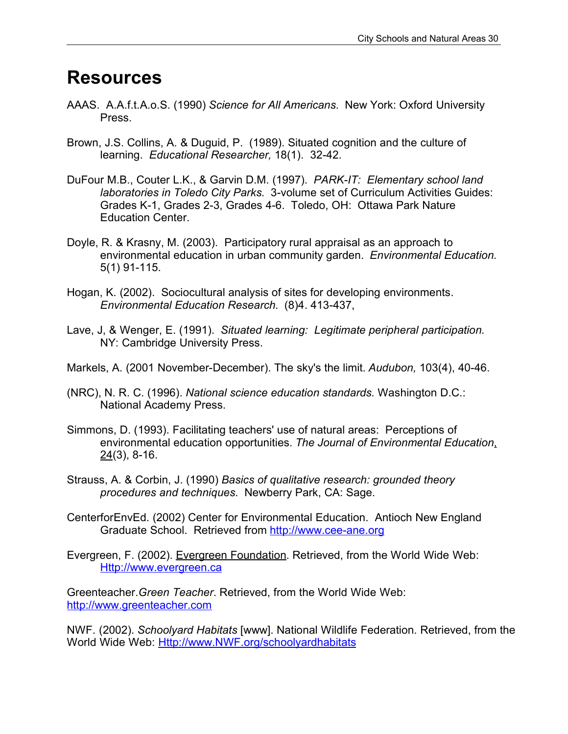# Resources

AAAS. A.A.f.t.A.o.S. (1990) *Science for All Americans*. New York: Oxford University Press.

Brown, J.S. Collins, A. & Duguid, P. (1989). Situated cognition and the culture of learning. *Educational Researcher,* 18(1). 32-42.

DuFour M.B., Couter L.K., & Garvin D.M. (1997). *PARK-IT: Elementary school land laboratories in Toledo City Parks.* 3-volume set of Curriculum Activities Guides: Grades K-1, Grades 2-3, Grades 4-6. Toledo, OH: Ottawa Park Nature Education Center.

Doyle, R. & Krasny, M. (2003). Participatory rural appraisal as an approach to environmental education in urban community garden. *Environmental Education.* 5(1) 91-115.

Hogan, K. (2002). Sociocultural analysis of sites for developing environments. *Environmental Education Research.* (8)4. 413-437,

Lave, J, & Wenger, E. (1991). *Situated learning: Legitimate peripheral participation*. NY: Cambridge University Press.

Markels, A. (2001 November-December). The sky's the limit. *Audubon,* 103(4), 40-46.

(NRC), N. R. C. (1996). *National science education standards.* Washington D.C.: National Academy Press.

Simmons, D. (1993). Facilitating teachers' use of natural areas: Perceptions of environmental education opportunities. *The Journal of Environmental Education*, 24(3), 8-16.

Strauss, A. & Corbin, J. (1990) *Basics of qualitative research: grounded theory procedures and techniques*. Newberry Park, CA: Sage.

CenterforEnvEd. (2002) Center for Environmental Education. Antioch New England Graduate School. Retrieved from http://www.cee-ane.org

Evergreen, F. (2002). Evergreen Foundation. Retrieved, from the World Wide Web: Http://www.evergreen.ca

Greenteacher.*Green Teacher*. Retrieved, from the World Wide Web: http://www.greenteacher.com

NWF. (2002). *Schoolyard Habitats* [www]. National Wildlife Federation. Retrieved, from the World Wide Web: Http://www.NWF.org/schoolyardhabitats